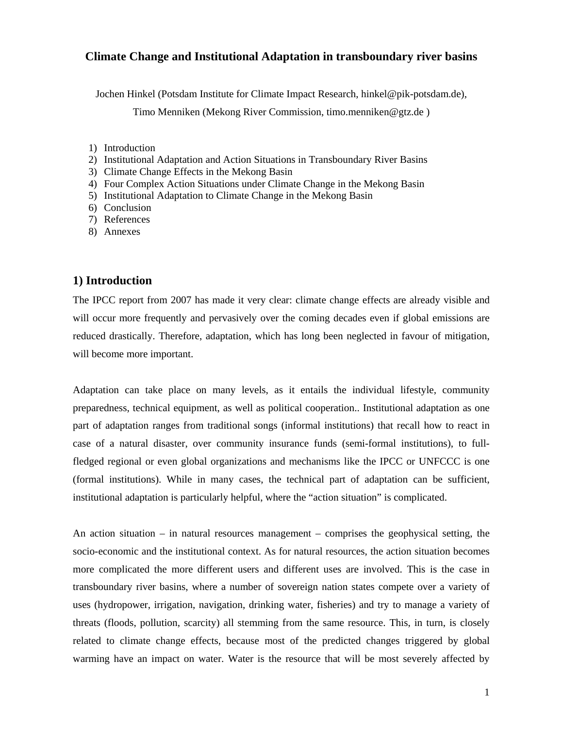# Climate Change and Institutional Adaptation in transboundary river basins

Jochen Hinkel (Potsdam Institute for Climate Impact Research, hinkel@pik-potsdam.de),

Timo Menniken (Mekong River Commission, timo.menniken@gtz.de )

1) Introduction
2) Institutional Adaptation and Action Situations in Transboundary River Basins
3) Climate Change Effects in the Mekong Basin
4) Four Complex Action Situations under Climate Change in the Mekong Basin
5) Institutional Adaptation to Climate Change in the Mekong Basin
6) Conclusion
7) References
8) Annexes

## 1) Introduction

The IPCC report from 2007 has made it very clear: climate change effects are already visible and will occur more frequently and pervasively over the coming decades even if global emissions are reduced drastically. Therefore, adaptation, which has long been neglected in favour of mitigation, will become more important.

Adaptation can take place on many levels, as it entails the individual lifestyle, community preparedness, technical equipment, as well as political cooperation.. Institutional adaptation as one part of adaptation ranges from traditional songs (informal institutions) that recall how to react in case of a natural disaster, over community insurance funds (semi-formal institutions), to full-fledged regional or even global organizations and mechanisms like the IPCC or UNFCCC is one (formal institutions). While in many cases, the technical part of adaptation can be sufficient, institutional adaptation is particularly helpful, where the "action situation" is complicated.

An action situation – in natural resources management – comprises the geophysical setting, the socio-economic and the institutional context. As for natural resources, the action situation becomes more complicated the more different users and different uses are involved. This is the case in transboundary river basins, where a number of sovereign nation states compete over a variety of uses (hydropower, irrigation, navigation, drinking water, fisheries) and try to manage a variety of threats (floods, pollution, scarcity) all stemming from the same resource. This, in turn, is closely related to climate change effects, because most of the predicted changes triggered by global warming have an impact on water. Water is the resource that will be most severely affected by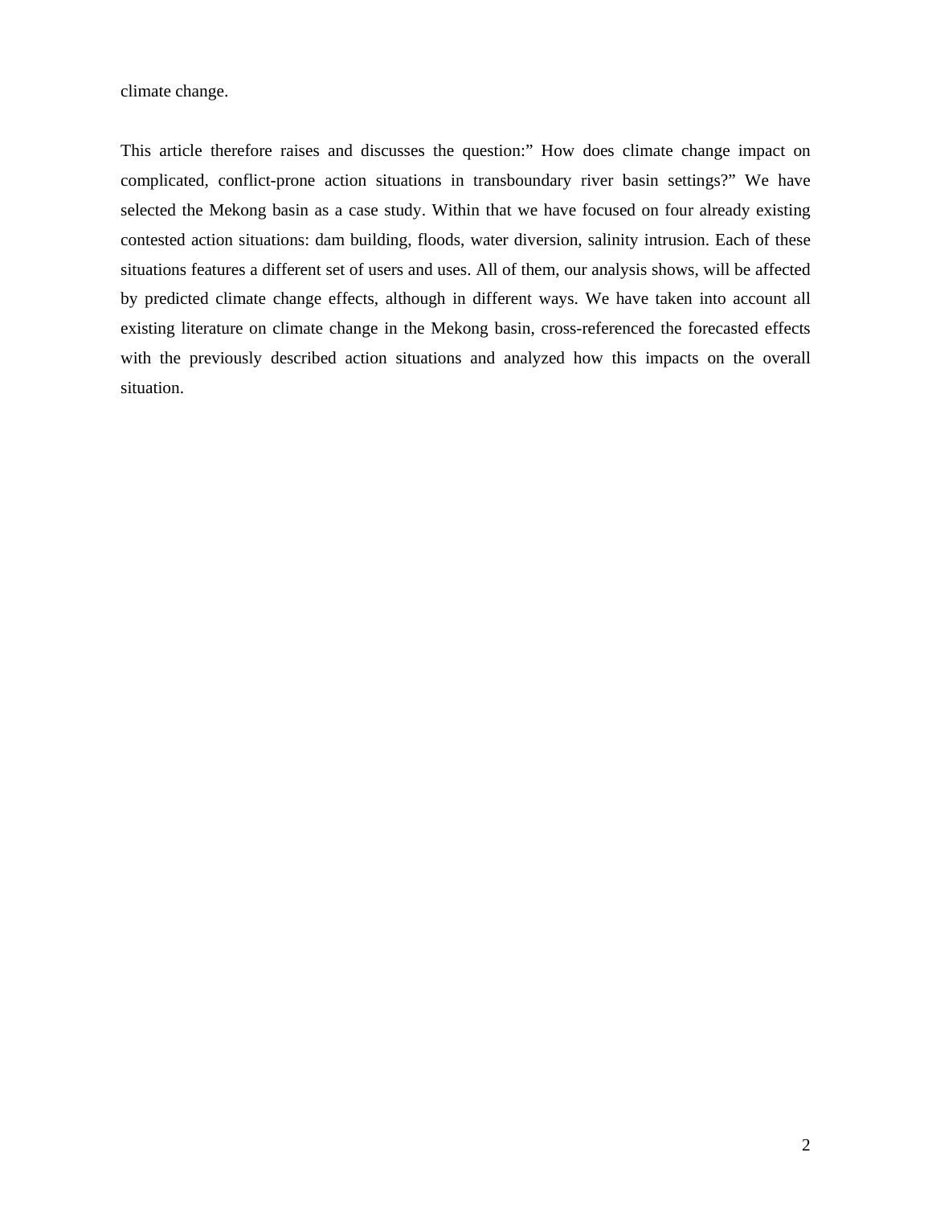climate change.

This article therefore raises and discusses the question:" How does climate change impact on complicated, conflict-prone action situations in transboundary river basin settings?" We have selected the Mekong basin as a case study. Within that we have focused on four already existing contested action situations: dam building, floods, water diversion, salinity intrusion. Each of these situations features a different set of users and uses. All of them, our analysis shows, will be affected by predicted climate change effects, although in different ways. We have taken into account all existing literature on climate change in the Mekong basin, cross-referenced the forecasted effects with the previously described action situations and analyzed how this impacts on the overall situation.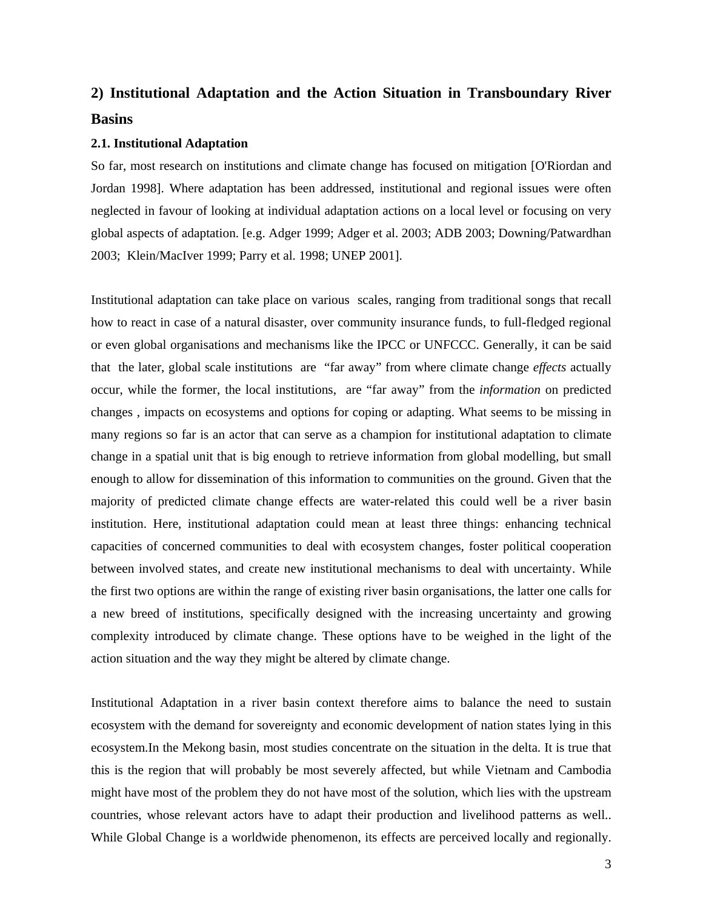## 2) Institutional Adaptation and the Action Situation in Transboundary River Basins

### 2.1. Institutional Adaptation

So far, most research on institutions and climate change has focused on mitigation [O'Riordan and Jordan 1998]. Where adaptation has been addressed, institutional and regional issues were often neglected in favour of looking at individual adaptation actions on a local level or focusing on very global aspects of adaptation. [e.g. Adger 1999; Adger et al. 2003; ADB 2003; Downing/Patwardhan 2003; Klein/MacIver 1999; Parry et al. 1998; UNEP 2001].

Institutional adaptation can take place on various scales, ranging from traditional songs that recall how to react in case of a natural disaster, over community insurance funds, to full-fledged regional or even global organisations and mechanisms like the IPCC or UNFCCC. Generally, it can be said that the later, global scale institutions are "far away" from where climate change *effects* actually occur, while the former, the local institutions, are "far away" from the *information* on predicted changes , impacts on ecosystems and options for coping or adapting. What seems to be missing in many regions so far is an actor that can serve as a champion for institutional adaptation to climate change in a spatial unit that is big enough to retrieve information from global modelling, but small enough to allow for dissemination of this information to communities on the ground. Given that the majority of predicted climate change effects are water-related this could well be a river basin institution. Here, institutional adaptation could mean at least three things: enhancing technical capacities of concerned communities to deal with ecosystem changes, foster political cooperation between involved states, and create new institutional mechanisms to deal with uncertainty. While the first two options are within the range of existing river basin organisations, the latter one calls for a new breed of institutions, specifically designed with the increasing uncertainty and growing complexity introduced by climate change. These options have to be weighed in the light of the action situation and the way they might be altered by climate change.

Institutional Adaptation in a river basin context therefore aims to balance the need to sustain ecosystem with the demand for sovereignty and economic development of nation states lying in this ecosystem.In the Mekong basin, most studies concentrate on the situation in the delta. It is true that this is the region that will probably be most severely affected, but while Vietnam and Cambodia might have most of the problem they do not have most of the solution, which lies with the upstream countries, whose relevant actors have to adapt their production and livelihood patterns as well.. While Global Change is a worldwide phenomenon, its effects are perceived locally and regionally.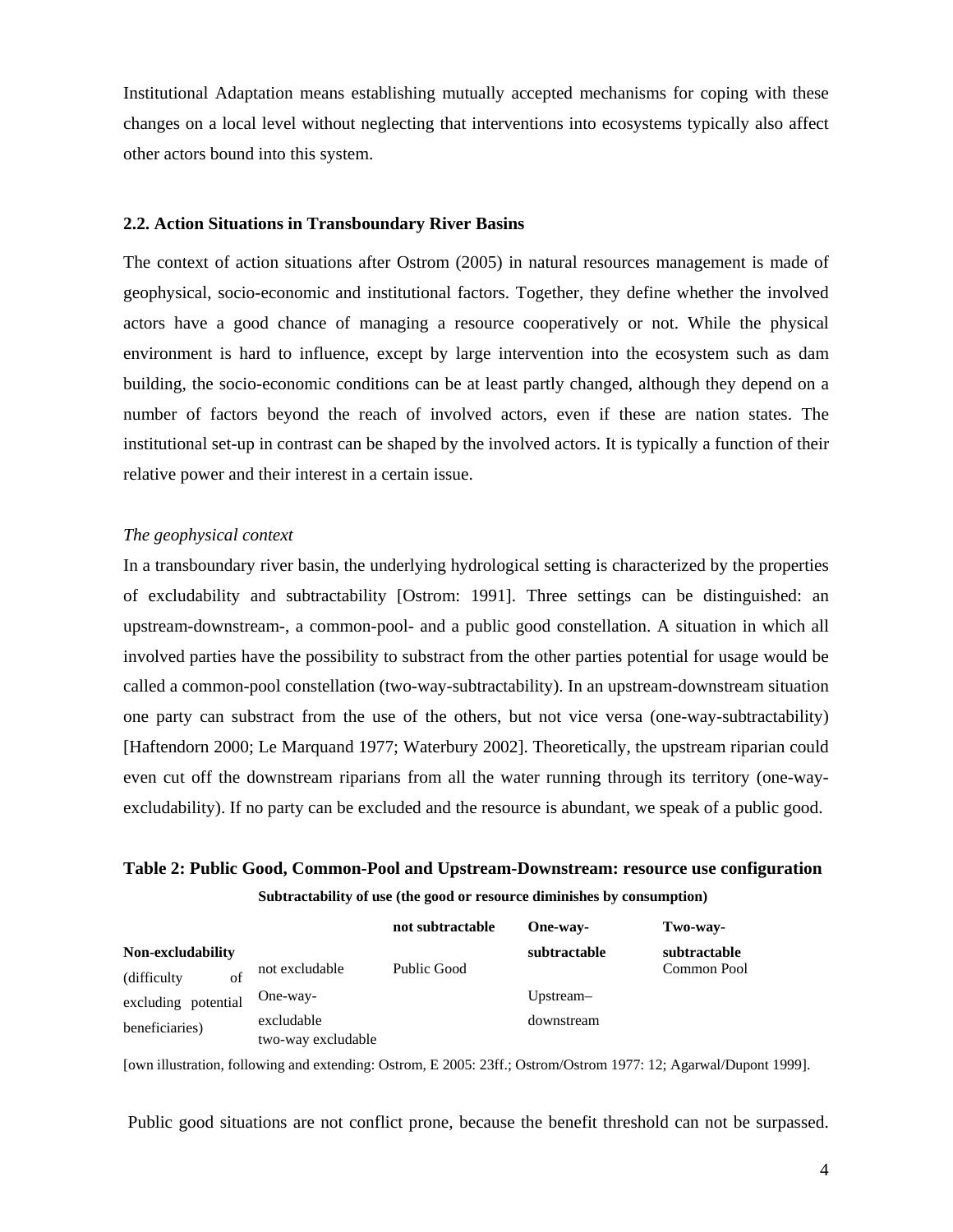Institutional Adaptation means establishing mutually accepted mechanisms for coping with these changes on a local level without neglecting that interventions into ecosystems typically also affect other actors bound into this system.

### 2.2. Action Situations in Transboundary River Basins

The context of action situations after Ostrom (2005) in natural resources management is made of geophysical, socio-economic and institutional factors. Together, they define whether the involved actors have a good chance of managing a resource cooperatively or not. While the physical environment is hard to influence, except by large intervention into the ecosystem such as dam building, the socio-economic conditions can be at least partly changed, although they depend on a number of factors beyond the reach of involved actors, even if these are nation states. The institutional set-up in contrast can be shaped by the involved actors. It is typically a function of their relative power and their interest in a certain issue.

*The geophysical context*

In a transboundary river basin, the underlying hydrological setting is characterized by the properties of excludability and subtractability [Ostrom: 1991]. Three settings can be distinguished: an upstream-downstream-, a common-pool- and a public good constellation. A situation in which all involved parties have the possibility to substract from the other parties potential for usage would be called a common-pool constellation (two-way-subtractability). In an upstream-downstream situation one party can substract from the use of the others, but not vice versa (one-way-subtractability) [Haftendorn 2000; Le Marquand 1977; Waterbury 2002]. Theoretically, the upstream riparian could even cut off the downstream riparians from all the water running through its territory (one-way-excludability). If no party can be excluded and the resource is abundant, we speak of a public good.

**Table 2: Public Good, Common-Pool and Upstream-Downstream: resource use configuration**

| | | **Subtractability of use (the good or resource diminishes by consumption)** | | |
|---|---|---|---|---|
| | | **not subtractable** | **One-way-subtractable** | **Two-way-subtractable** |
| **Non-excludability** (difficulty of excluding potential beneficiaries) | not excludable | Public Good | | Common Pool |
| | One-way-excludable | | Upstream–downstream | |
| | two-way excludable | | | |

[own illustration, following and extending: Ostrom, E 2005: 23ff.; Ostrom/Ostrom 1977: 12; Agarwal/Dupont 1999].

Public good situations are not conflict prone, because the benefit threshold can not be surpassed.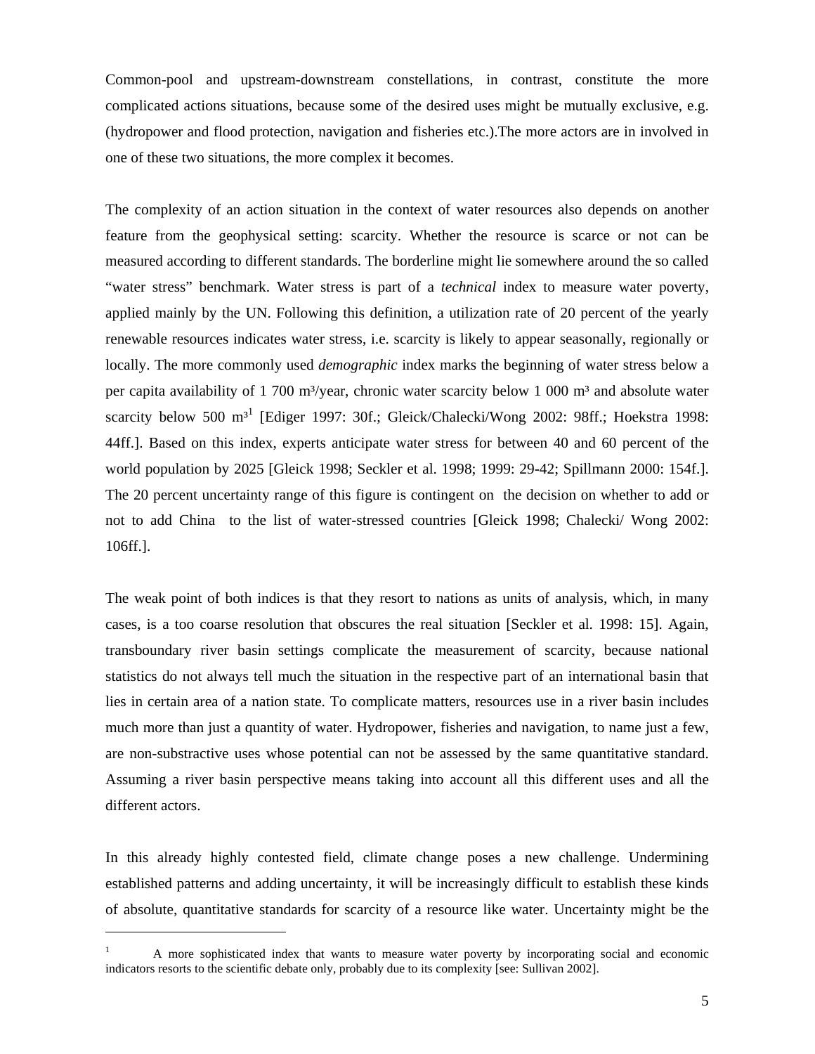Common-pool and upstream-downstream constellations, in contrast, constitute the more complicated actions situations, because some of the desired uses might be mutually exclusive, e.g. (hydropower and flood protection, navigation and fisheries etc.).The more actors are in involved in one of these two situations, the more complex it becomes.

The complexity of an action situation in the context of water resources also depends on another feature from the geophysical setting: scarcity. Whether the resource is scarce or not can be measured according to different standards. The borderline might lie somewhere around the so called "water stress" benchmark. Water stress is part of a *technical* index to measure water poverty, applied mainly by the UN. Following this definition, a utilization rate of 20 percent of the yearly renewable resources indicates water stress, i.e. scarcity is likely to appear seasonally, regionally or locally. The more commonly used *demographic* index marks the beginning of water stress below a per capita availability of 1 700 m³/year, chronic water scarcity below 1 000 m³ and absolute water scarcity below 500 m³[1] [Ediger 1997: 30f.; Gleick/Chalecki/Wong 2002: 98ff.; Hoekstra 1998: 44ff.]. Based on this index, experts anticipate water stress for between 40 and 60 percent of the world population by 2025 [Gleick 1998; Seckler et al. 1998; 1999: 29-42; Spillmann 2000: 154f.]. The 20 percent uncertainty range of this figure is contingent on the decision on whether to add or not to add China to the list of water-stressed countries [Gleick 1998; Chalecki/ Wong 2002: 106ff.].

The weak point of both indices is that they resort to nations as units of analysis, which, in many cases, is a too coarse resolution that obscures the real situation [Seckler et al. 1998: 15]. Again, transboundary river basin settings complicate the measurement of scarcity, because national statistics do not always tell much the situation in the respective part of an international basin that lies in certain area of a nation state. To complicate matters, resources use in a river basin includes much more than just a quantity of water. Hydropower, fisheries and navigation, to name just a few, are non-substractive uses whose potential can not be assessed by the same quantitative standard. Assuming a river basin perspective means taking into account all this different uses and all the different actors.

In this already highly contested field, climate change poses a new challenge. Undermining established patterns and adding uncertainty, it will be increasingly difficult to establish these kinds of absolute, quantitative standards for scarcity of a resource like water. Uncertainty might be the

---

[1] A more sophisticated index that wants to measure water poverty by incorporating social and economic indicators resorts to the scientific debate only, probably due to its complexity [see: Sullivan 2002].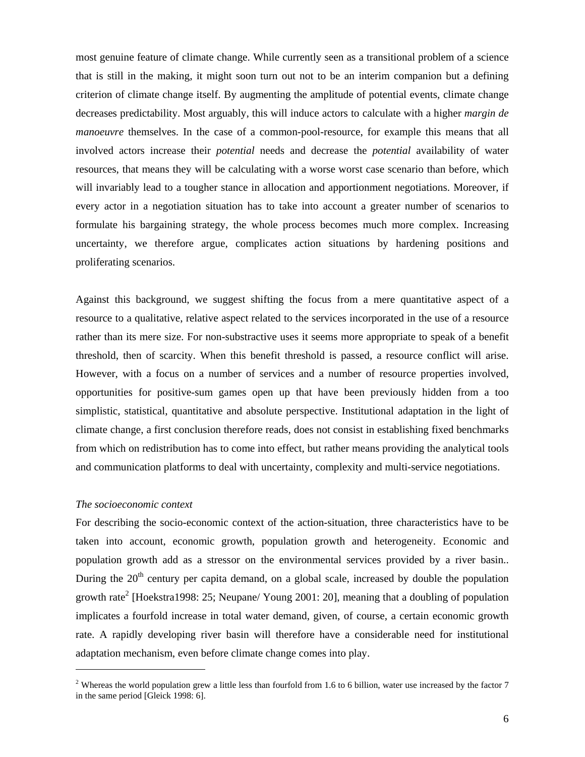most genuine feature of climate change. While currently seen as a transitional problem of a science that is still in the making, it might soon turn out not to be an interim companion but a defining criterion of climate change itself. By augmenting the amplitude of potential events, climate change decreases predictability. Most arguably, this will induce actors to calculate with a higher *margin de manoeuvre* themselves. In the case of a common-pool-resource, for example this means that all involved actors increase their *potential* needs and decrease the *potential* availability of water resources, that means they will be calculating with a worse worst case scenario than before, which will invariably lead to a tougher stance in allocation and apportionment negotiations. Moreover, if every actor in a negotiation situation has to take into account a greater number of scenarios to formulate his bargaining strategy, the whole process becomes much more complex. Increasing uncertainty, we therefore argue, complicates action situations by hardening positions and proliferating scenarios.

Against this background, we suggest shifting the focus from a mere quantitative aspect of a resource to a qualitative, relative aspect related to the services incorporated in the use of a resource rather than its mere size. For non-substractive uses it seems more appropriate to speak of a benefit threshold, then of scarcity. When this benefit threshold is passed, a resource conflict will arise. However, with a focus on a number of services and a number of resource properties involved, opportunities for positive-sum games open up that have been previously hidden from a too simplistic, statistical, quantitative and absolute perspective. Institutional adaptation in the light of climate change, a first conclusion therefore reads, does not consist in establishing fixed benchmarks from which on redistribution has to come into effect, but rather means providing the analytical tools and communication platforms to deal with uncertainty, complexity and multi-service negotiations.

*The socioeconomic context*

For describing the socio-economic context of the action-situation, three characteristics have to be taken into account, economic growth, population growth and heterogeneity. Economic and population growth add as a stressor on the environmental services provided by a river basin.. During the 20th century per capita demand, on a global scale, increased by double the population growth rate[2] [Hoekstra1998: 25; Neupane/ Young 2001: 20], meaning that a doubling of population implicates a fourfold increase in total water demand, given, of course, a certain economic growth rate. A rapidly developing river basin will therefore have a considerable need for institutional adaptation mechanism, even before climate change comes into play.

[2] Whereas the world population grew a little less than fourfold from 1.6 to 6 billion, water use increased by the factor 7 in the same period [Gleick 1998: 6].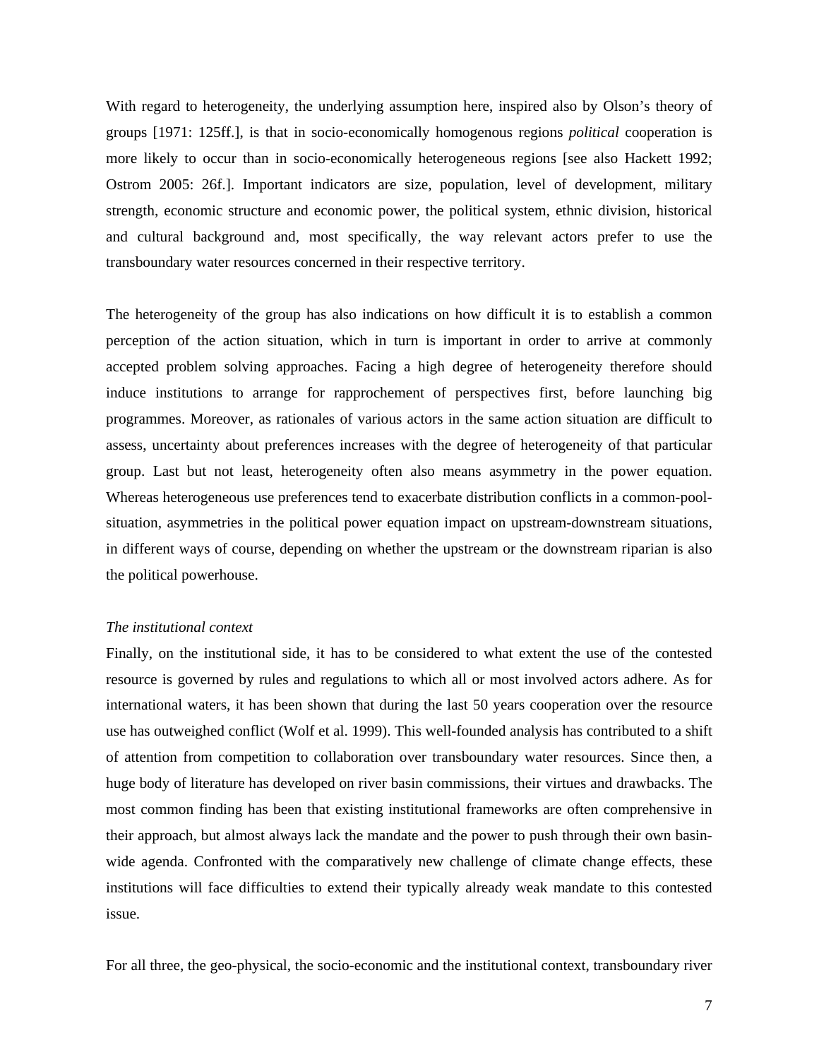With regard to heterogeneity, the underlying assumption here, inspired also by Olson's theory of groups [1971: 125ff.], is that in socio-economically homogenous regions *political* cooperation is more likely to occur than in socio-economically heterogeneous regions [see also Hackett 1992; Ostrom 2005: 26f.]. Important indicators are size, population, level of development, military strength, economic structure and economic power, the political system, ethnic division, historical and cultural background and, most specifically, the way relevant actors prefer to use the transboundary water resources concerned in their respective territory.

The heterogeneity of the group has also indications on how difficult it is to establish a common perception of the action situation, which in turn is important in order to arrive at commonly accepted problem solving approaches. Facing a high degree of heterogeneity therefore should induce institutions to arrange for rapprochement of perspectives first, before launching big programmes. Moreover, as rationales of various actors in the same action situation are difficult to assess, uncertainty about preferences increases with the degree of heterogeneity of that particular group. Last but not least, heterogeneity often also means asymmetry in the power equation. Whereas heterogeneous use preferences tend to exacerbate distribution conflicts in a common-pool-situation, asymmetries in the political power equation impact on upstream-downstream situations, in different ways of course, depending on whether the upstream or the downstream riparian is also the political powerhouse.

*The institutional context*

Finally, on the institutional side, it has to be considered to what extent the use of the contested resource is governed by rules and regulations to which all or most involved actors adhere. As for international waters, it has been shown that during the last 50 years cooperation over the resource use has outweighed conflict (Wolf et al. 1999). This well-founded analysis has contributed to a shift of attention from competition to collaboration over transboundary water resources. Since then, a huge body of literature has developed on river basin commissions, their virtues and drawbacks. The most common finding has been that existing institutional frameworks are often comprehensive in their approach, but almost always lack the mandate and the power to push through their own basin-wide agenda. Confronted with the comparatively new challenge of climate change effects, these institutions will face difficulties to extend their typically already weak mandate to this contested issue.

For all three, the geo-physical, the socio-economic and the institutional context, transboundary river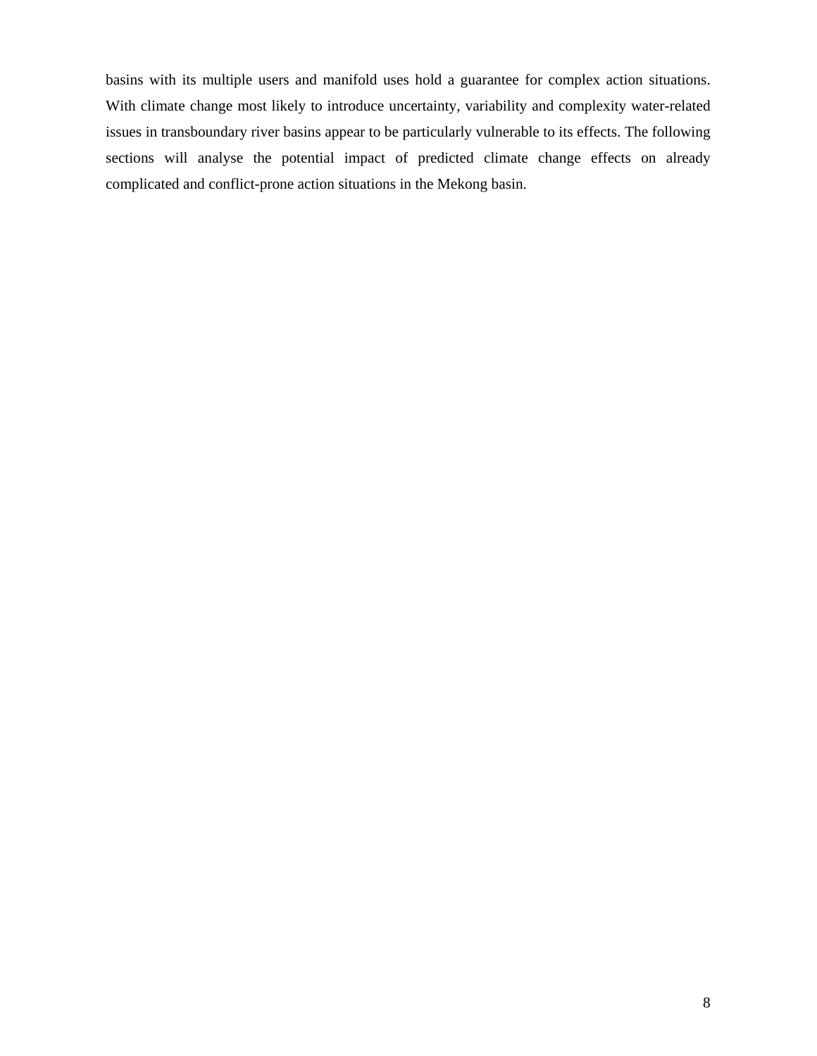basins with its multiple users and manifold uses hold a guarantee for complex action situations. With climate change most likely to introduce uncertainty, variability and complexity water-related issues in transboundary river basins appear to be particularly vulnerable to its effects. The following sections will analyse the potential impact of predicted climate change effects on already complicated and conflict-prone action situations in the Mekong basin.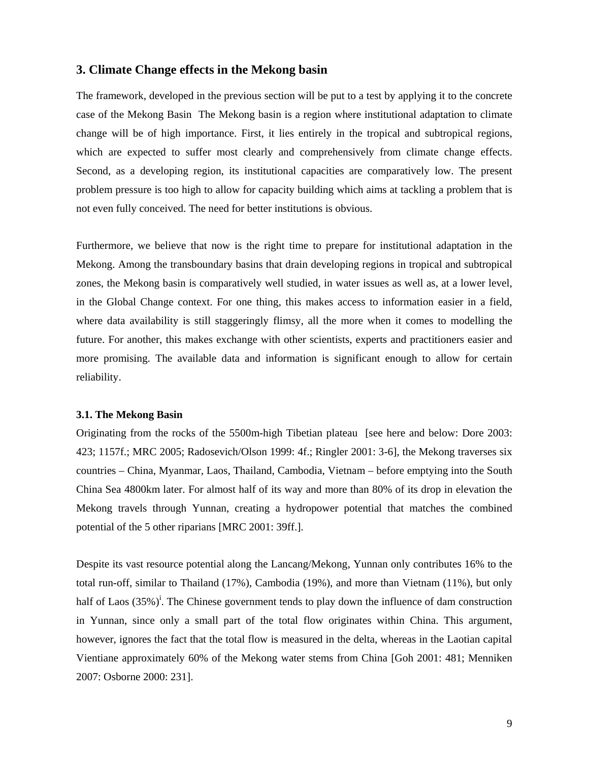## 3. Climate Change effects in the Mekong basin

The framework, developed in the previous section will be put to a test by applying it to the concrete case of the Mekong Basin The Mekong basin is a region where institutional adaptation to climate change will be of high importance. First, it lies entirely in the tropical and subtropical regions, which are expected to suffer most clearly and comprehensively from climate change effects. Second, as a developing region, its institutional capacities are comparatively low. The present problem pressure is too high to allow for capacity building which aims at tackling a problem that is not even fully conceived. The need for better institutions is obvious.

Furthermore, we believe that now is the right time to prepare for institutional adaptation in the Mekong. Among the transboundary basins that drain developing regions in tropical and subtropical zones, the Mekong basin is comparatively well studied, in water issues as well as, at a lower level, in the Global Change context. For one thing, this makes access to information easier in a field, where data availability is still staggeringly flimsy, all the more when it comes to modelling the future. For another, this makes exchange with other scientists, experts and practitioners easier and more promising. The available data and information is significant enough to allow for certain reliability.

### 3.1. The Mekong Basin

Originating from the rocks of the 5500m-high Tibetian plateau [see here and below: Dore 2003: 423; 1157f.; MRC 2005; Radosevich/Olson 1999: 4f.; Ringler 2001: 3-6], the Mekong traverses six countries – China, Myanmar, Laos, Thailand, Cambodia, Vietnam – before emptying into the South China Sea 4800km later. For almost half of its way and more than 80% of its drop in elevation the Mekong travels through Yunnan, creating a hydropower potential that matches the combined potential of the 5 other riparians [MRC 2001: 39ff.].

Despite its vast resource potential along the Lancang/Mekong, Yunnan only contributes 16% to the total run-off, similar to Thailand (17%), Cambodia (19%), and more than Vietnam (11%), but only half of Laos (35%)[i]. The Chinese government tends to play down the influence of dam construction in Yunnan, since only a small part of the total flow originates within China. This argument, however, ignores the fact that the total flow is measured in the delta, whereas in the Laotian capital Vientiane approximately 60% of the Mekong water stems from China [Goh 2001: 481; Menniken 2007: Osborne 2000: 231].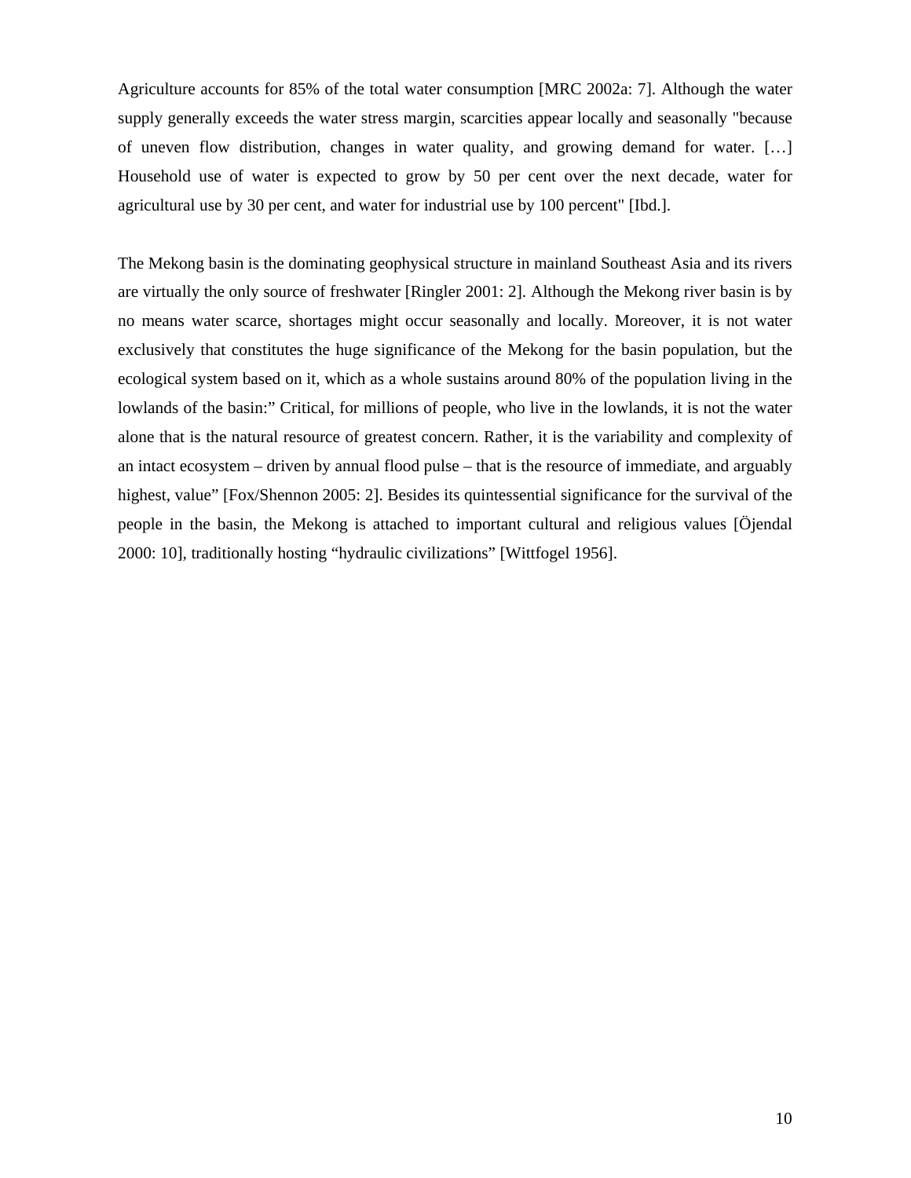Agriculture accounts for 85% of the total water consumption [MRC 2002a: 7]. Although the water supply generally exceeds the water stress margin, scarcities appear locally and seasonally "because of uneven flow distribution, changes in water quality, and growing demand for water. […] Household use of water is expected to grow by 50 per cent over the next decade, water for agricultural use by 30 per cent, and water for industrial use by 100 percent" [Ibd.].

The Mekong basin is the dominating geophysical structure in mainland Southeast Asia and its rivers are virtually the only source of freshwater [Ringler 2001: 2]. Although the Mekong river basin is by no means water scarce, shortages might occur seasonally and locally. Moreover, it is not water exclusively that constitutes the huge significance of the Mekong for the basin population, but the ecological system based on it, which as a whole sustains around 80% of the population living in the lowlands of the basin:" Critical, for millions of people, who live in the lowlands, it is not the water alone that is the natural resource of greatest concern. Rather, it is the variability and complexity of an intact ecosystem – driven by annual flood pulse – that is the resource of immediate, and arguably highest, value" [Fox/Shennon 2005: 2]. Besides its quintessential significance for the survival of the people in the basin, the Mekong is attached to important cultural and religious values [Öjendal 2000: 10], traditionally hosting "hydraulic civilizations" [Wittfogel 1956].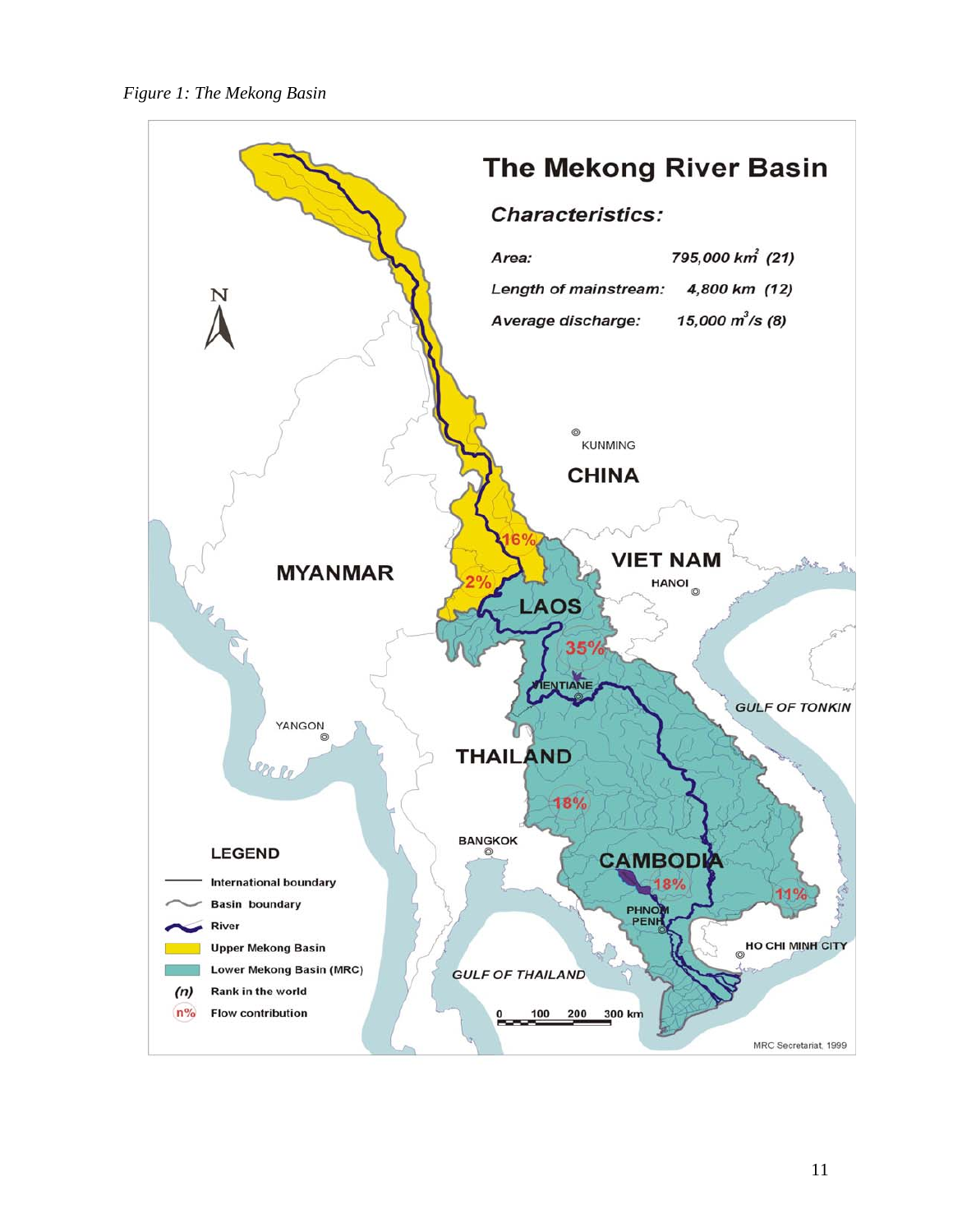*Figure 1: The Mekong Basin*

**The Mekong River Basin**

***Characteristics:***

| | |
|---|---|
| *Area:* | *795,000 km$^2$ (21)* |
| *Length of mainstream:* | *4,800 km (12)* |
| *Average discharge:* | *15,000 m$^3$/s (8)* |

**LEGEND**

- International boundary
- Basin boundary
- River
- Upper Mekong Basin
- Lower Mekong Basin (MRC)
- *(n)* Rank in the world
- n% Flow contribution

MRC Secretariat, 1999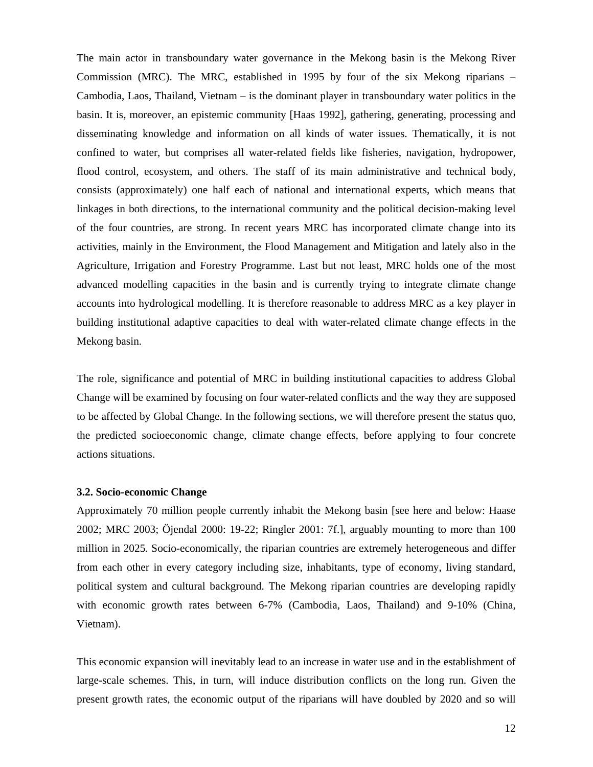The main actor in transboundary water governance in the Mekong basin is the Mekong River Commission (MRC). The MRC, established in 1995 by four of the six Mekong riparians – Cambodia, Laos, Thailand, Vietnam – is the dominant player in transboundary water politics in the basin. It is, moreover, an epistemic community [Haas 1992], gathering, generating, processing and disseminating knowledge and information on all kinds of water issues. Thematically, it is not confined to water, but comprises all water-related fields like fisheries, navigation, hydropower, flood control, ecosystem, and others. The staff of its main administrative and technical body, consists (approximately) one half each of national and international experts, which means that linkages in both directions, to the international community and the political decision-making level of the four countries, are strong. In recent years MRC has incorporated climate change into its activities, mainly in the Environment, the Flood Management and Mitigation and lately also in the Agriculture, Irrigation and Forestry Programme. Last but not least, MRC holds one of the most advanced modelling capacities in the basin and is currently trying to integrate climate change accounts into hydrological modelling. It is therefore reasonable to address MRC as a key player in building institutional adaptive capacities to deal with water-related climate change effects in the Mekong basin.

The role, significance and potential of MRC in building institutional capacities to address Global Change will be examined by focusing on four water-related conflicts and the way they are supposed to be affected by Global Change. In the following sections, we will therefore present the status quo, the predicted socioeconomic change, climate change effects, before applying to four concrete actions situations.

### 3.2. Socio-economic Change

Approximately 70 million people currently inhabit the Mekong basin [see here and below: Haase 2002; MRC 2003; Öjendal 2000: 19-22; Ringler 2001: 7f.], arguably mounting to more than 100 million in 2025. Socio-economically, the riparian countries are extremely heterogeneous and differ from each other in every category including size, inhabitants, type of economy, living standard, political system and cultural background. The Mekong riparian countries are developing rapidly with economic growth rates between 6-7% (Cambodia, Laos, Thailand) and 9-10% (China, Vietnam).

This economic expansion will inevitably lead to an increase in water use and in the establishment of large-scale schemes. This, in turn, will induce distribution conflicts on the long run. Given the present growth rates, the economic output of the riparians will have doubled by 2020 and so will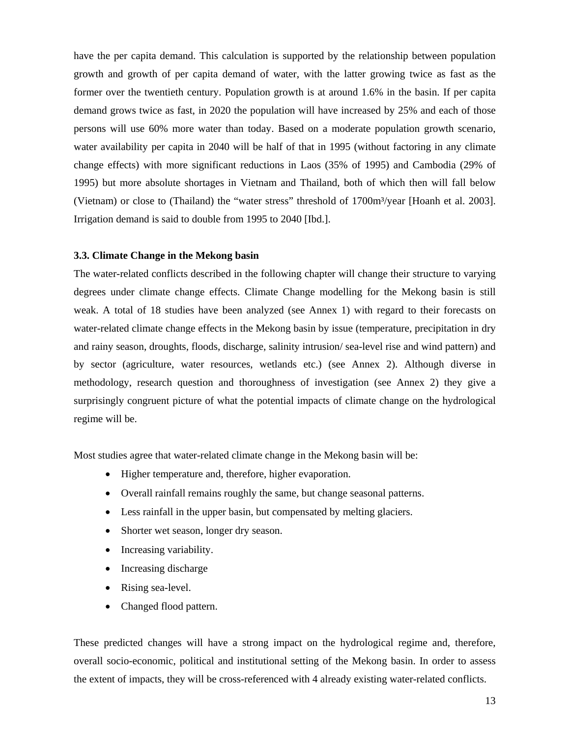have the per capita demand. This calculation is supported by the relationship between population growth and growth of per capita demand of water, with the latter growing twice as fast as the former over the twentieth century. Population growth is at around 1.6% in the basin. If per capita demand grows twice as fast, in 2020 the population will have increased by 25% and each of those persons will use 60% more water than today. Based on a moderate population growth scenario, water availability per capita in 2040 will be half of that in 1995 (without factoring in any climate change effects) with more significant reductions in Laos (35% of 1995) and Cambodia (29% of 1995) but more absolute shortages in Vietnam and Thailand, both of which then will fall below (Vietnam) or close to (Thailand) the "water stress" threshold of 1700m³/year [Hoanh et al. 2003]. Irrigation demand is said to double from 1995 to 2040 [Ibd.].

### 3.3. Climate Change in the Mekong basin

The water-related conflicts described in the following chapter will change their structure to varying degrees under climate change effects. Climate Change modelling for the Mekong basin is still weak. A total of 18 studies have been analyzed (see Annex 1) with regard to their forecasts on water-related climate change effects in the Mekong basin by issue (temperature, precipitation in dry and rainy season, droughts, floods, discharge, salinity intrusion/ sea-level rise and wind pattern) and by sector (agriculture, water resources, wetlands etc.) (see Annex 2). Although diverse in methodology, research question and thoroughness of investigation (see Annex 2) they give a surprisingly congruent picture of what the potential impacts of climate change on the hydrological regime will be.

Most studies agree that water-related climate change in the Mekong basin will be:

- Higher temperature and, therefore, higher evaporation.
- Overall rainfall remains roughly the same, but change seasonal patterns.
- Less rainfall in the upper basin, but compensated by melting glaciers.
- Shorter wet season, longer dry season.
- Increasing variability.
- Increasing discharge
- Rising sea-level.
- Changed flood pattern.

These predicted changes will have a strong impact on the hydrological regime and, therefore, overall socio-economic, political and institutional setting of the Mekong basin. In order to assess the extent of impacts, they will be cross-referenced with 4 already existing water-related conflicts.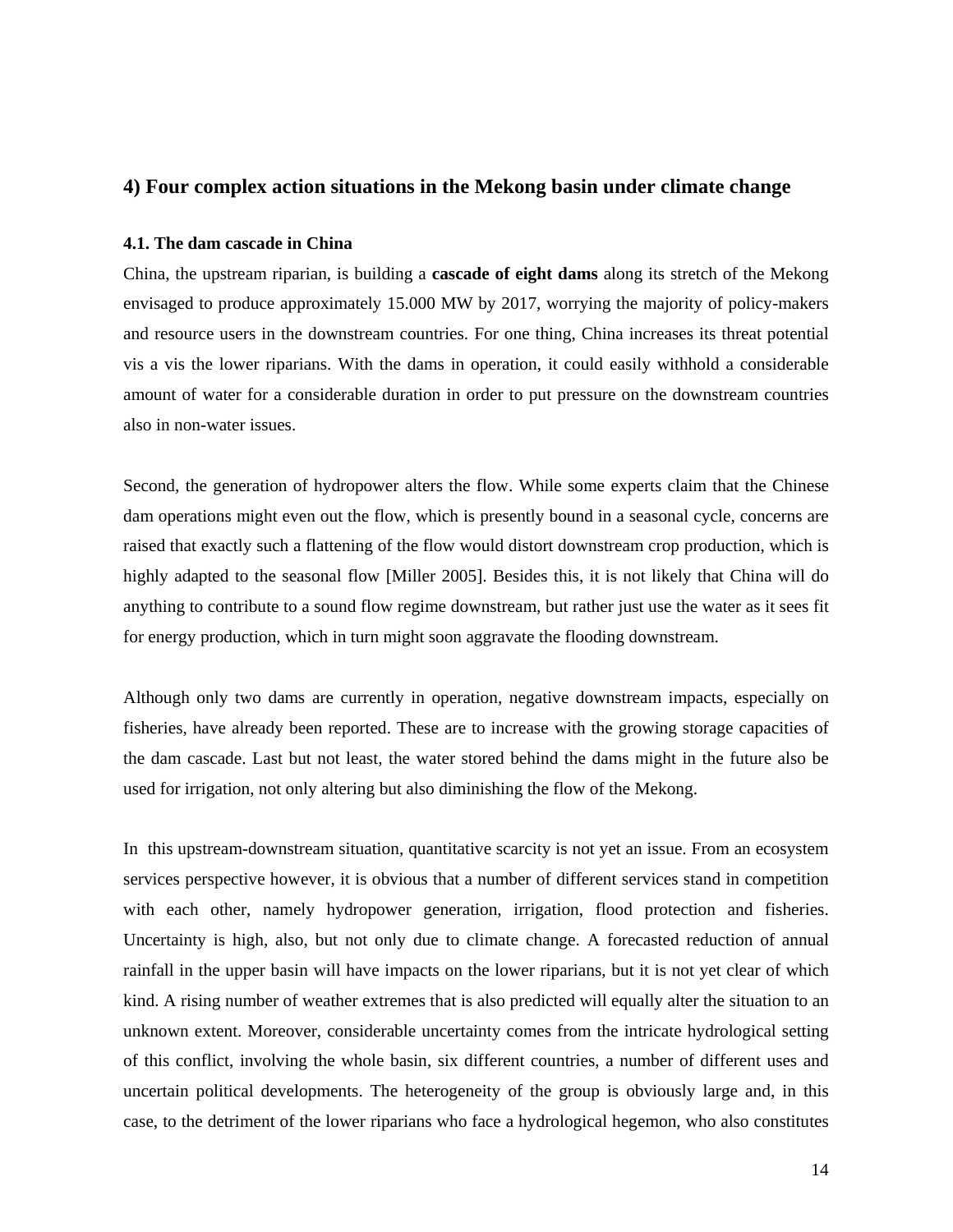## 4) Four complex action situations in the Mekong basin under climate change

### 4.1. The dam cascade in China

China, the upstream riparian, is building a **cascade of eight dams** along its stretch of the Mekong envisaged to produce approximately 15.000 MW by 2017, worrying the majority of policy-makers and resource users in the downstream countries. For one thing, China increases its threat potential vis a vis the lower riparians. With the dams in operation, it could easily withhold a considerable amount of water for a considerable duration in order to put pressure on the downstream countries also in non-water issues.

Second, the generation of hydropower alters the flow. While some experts claim that the Chinese dam operations might even out the flow, which is presently bound in a seasonal cycle, concerns are raised that exactly such a flattening of the flow would distort downstream crop production, which is highly adapted to the seasonal flow [Miller 2005]. Besides this, it is not likely that China will do anything to contribute to a sound flow regime downstream, but rather just use the water as it sees fit for energy production, which in turn might soon aggravate the flooding downstream.

Although only two dams are currently in operation, negative downstream impacts, especially on fisheries, have already been reported. These are to increase with the growing storage capacities of the dam cascade. Last but not least, the water stored behind the dams might in the future also be used for irrigation, not only altering but also diminishing the flow of the Mekong.

In this upstream-downstream situation, quantitative scarcity is not yet an issue. From an ecosystem services perspective however, it is obvious that a number of different services stand in competition with each other, namely hydropower generation, irrigation, flood protection and fisheries. Uncertainty is high, also, but not only due to climate change. A forecasted reduction of annual rainfall in the upper basin will have impacts on the lower riparians, but it is not yet clear of which kind. A rising number of weather extremes that is also predicted will equally alter the situation to an unknown extent. Moreover, considerable uncertainty comes from the intricate hydrological setting of this conflict, involving the whole basin, six different countries, a number of different uses and uncertain political developments. The heterogeneity of the group is obviously large and, in this case, to the detriment of the lower riparians who face a hydrological hegemon, who also constitutes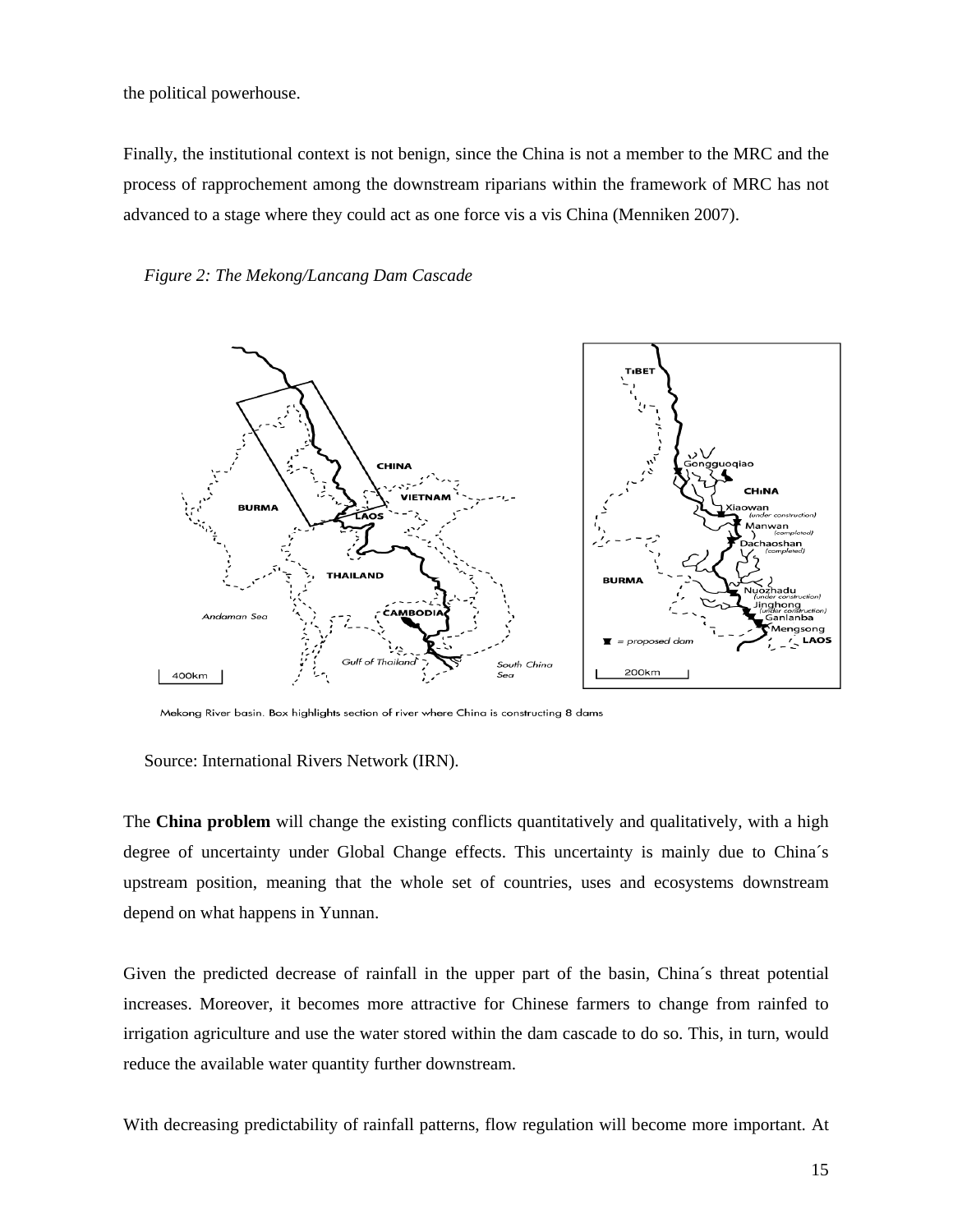the political powerhouse.

Finally, the institutional context is not benign, since the China is not a member to the MRC and the process of rapprochement among the downstream riparians within the framework of MRC has not advanced to a stage where they could act as one force vis a vis China (Menniken 2007).

*Figure 2: The Mekong/Lancang Dam Cascade*

Mekong River basin. Box highlights section of river where China is constructing 8 dams

Source: International Rivers Network (IRN).

The **China problem** will change the existing conflicts quantitatively and qualitatively, with a high degree of uncertainty under Global Change effects. This uncertainty is mainly due to China´s upstream position, meaning that the whole set of countries, uses and ecosystems downstream depend on what happens in Yunnan.

Given the predicted decrease of rainfall in the upper part of the basin, China´s threat potential increases. Moreover, it becomes more attractive for Chinese farmers to change from rainfed to irrigation agriculture and use the water stored within the dam cascade to do so. This, in turn, would reduce the available water quantity further downstream.

With decreasing predictability of rainfall patterns, flow regulation will become more important. At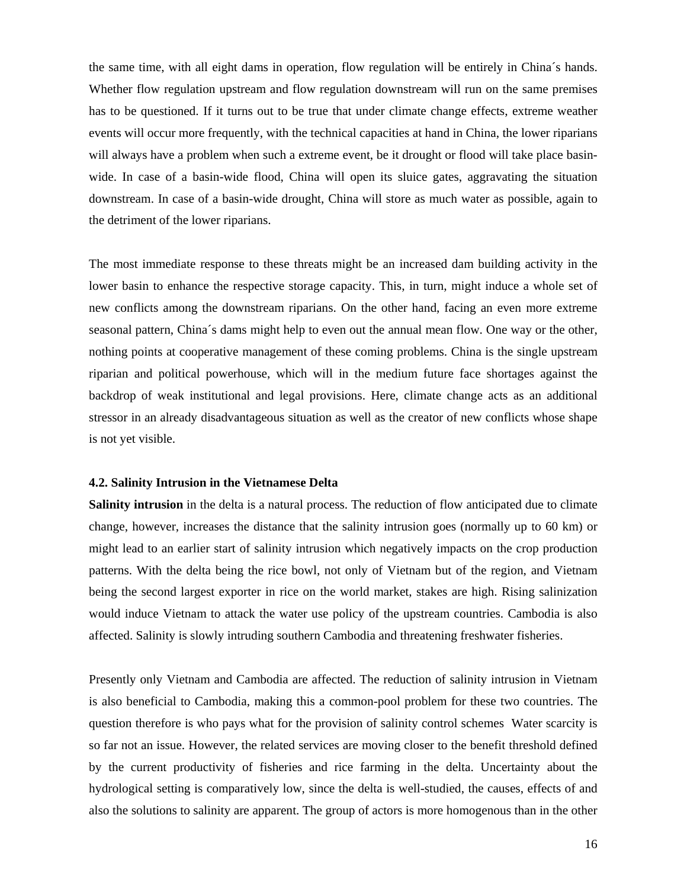the same time, with all eight dams in operation, flow regulation will be entirely in China´s hands. Whether flow regulation upstream and flow regulation downstream will run on the same premises has to be questioned. If it turns out to be true that under climate change effects, extreme weather events will occur more frequently, with the technical capacities at hand in China, the lower riparians will always have a problem when such a extreme event, be it drought or flood will take place basin-wide. In case of a basin-wide flood, China will open its sluice gates, aggravating the situation downstream. In case of a basin-wide drought, China will store as much water as possible, again to the detriment of the lower riparians.

The most immediate response to these threats might be an increased dam building activity in the lower basin to enhance the respective storage capacity. This, in turn, might induce a whole set of new conflicts among the downstream riparians. On the other hand, facing an even more extreme seasonal pattern, China´s dams might help to even out the annual mean flow. One way or the other, nothing points at cooperative management of these coming problems. China is the single upstream riparian and political powerhouse, which will in the medium future face shortages against the backdrop of weak institutional and legal provisions. Here, climate change acts as an additional stressor in an already disadvantageous situation as well as the creator of new conflicts whose shape is not yet visible.

### 4.2. Salinity Intrusion in the Vietnamese Delta

**Salinity intrusion** in the delta is a natural process. The reduction of flow anticipated due to climate change, however, increases the distance that the salinity intrusion goes (normally up to 60 km) or might lead to an earlier start of salinity intrusion which negatively impacts on the crop production patterns. With the delta being the rice bowl, not only of Vietnam but of the region, and Vietnam being the second largest exporter in rice on the world market, stakes are high. Rising salinization would induce Vietnam to attack the water use policy of the upstream countries. Cambodia is also affected. Salinity is slowly intruding southern Cambodia and threatening freshwater fisheries.

Presently only Vietnam and Cambodia are affected. The reduction of salinity intrusion in Vietnam is also beneficial to Cambodia, making this a common-pool problem for these two countries. The question therefore is who pays what for the provision of salinity control schemes  Water scarcity is so far not an issue. However, the related services are moving closer to the benefit threshold defined by the current productivity of fisheries and rice farming in the delta. Uncertainty about the hydrological setting is comparatively low, since the delta is well-studied, the causes, effects of and also the solutions to salinity are apparent. The group of actors is more homogenous than in the other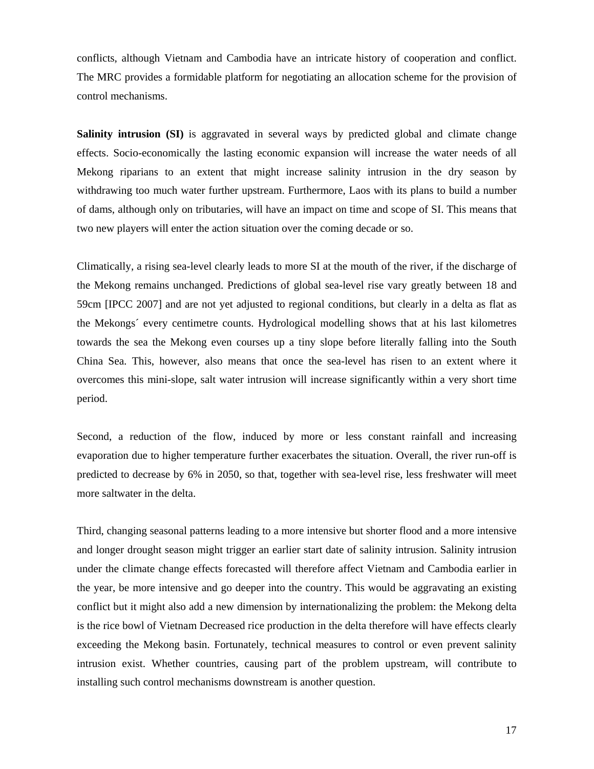conflicts, although Vietnam and Cambodia have an intricate history of cooperation and conflict. The MRC provides a formidable platform for negotiating an allocation scheme for the provision of control mechanisms.

**Salinity intrusion (SI)** is aggravated in several ways by predicted global and climate change effects. Socio-economically the lasting economic expansion will increase the water needs of all Mekong riparians to an extent that might increase salinity intrusion in the dry season by withdrawing too much water further upstream. Furthermore, Laos with its plans to build a number of dams, although only on tributaries, will have an impact on time and scope of SI. This means that two new players will enter the action situation over the coming decade or so.

Climatically, a rising sea-level clearly leads to more SI at the mouth of the river, if the discharge of the Mekong remains unchanged. Predictions of global sea-level rise vary greatly between 18 and 59cm [IPCC 2007] and are not yet adjusted to regional conditions, but clearly in a delta as flat as the Mekongs´ every centimetre counts. Hydrological modelling shows that at his last kilometres towards the sea the Mekong even courses up a tiny slope before literally falling into the South China Sea. This, however, also means that once the sea-level has risen to an extent where it overcomes this mini-slope, salt water intrusion will increase significantly within a very short time period.

Second, a reduction of the flow, induced by more or less constant rainfall and increasing evaporation due to higher temperature further exacerbates the situation. Overall, the river run-off is predicted to decrease by 6% in 2050, so that, together with sea-level rise, less freshwater will meet more saltwater in the delta.

Third, changing seasonal patterns leading to a more intensive but shorter flood and a more intensive and longer drought season might trigger an earlier start date of salinity intrusion. Salinity intrusion under the climate change effects forecasted will therefore affect Vietnam and Cambodia earlier in the year, be more intensive and go deeper into the country. This would be aggravating an existing conflict but it might also add a new dimension by internationalizing the problem: the Mekong delta is the rice bowl of Vietnam Decreased rice production in the delta therefore will have effects clearly exceeding the Mekong basin. Fortunately, technical measures to control or even prevent salinity intrusion exist. Whether countries, causing part of the problem upstream, will contribute to installing such control mechanisms downstream is another question.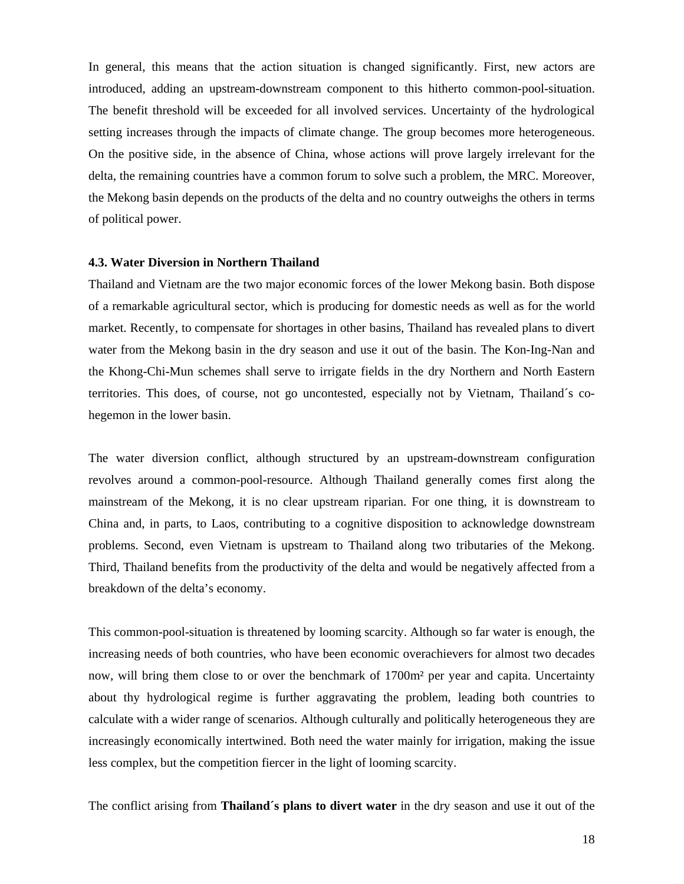In general, this means that the action situation is changed significantly. First, new actors are introduced, adding an upstream-downstream component to this hitherto common-pool-situation. The benefit threshold will be exceeded for all involved services. Uncertainty of the hydrological setting increases through the impacts of climate change. The group becomes more heterogeneous. On the positive side, in the absence of China, whose actions will prove largely irrelevant for the delta, the remaining countries have a common forum to solve such a problem, the MRC. Moreover, the Mekong basin depends on the products of the delta and no country outweighs the others in terms of political power.

### 4.3. Water Diversion in Northern Thailand

Thailand and Vietnam are the two major economic forces of the lower Mekong basin. Both dispose of a remarkable agricultural sector, which is producing for domestic needs as well as for the world market. Recently, to compensate for shortages in other basins, Thailand has revealed plans to divert water from the Mekong basin in the dry season and use it out of the basin. The Kon-Ing-Nan and the Khong-Chi-Mun schemes shall serve to irrigate fields in the dry Northern and North Eastern territories. This does, of course, not go uncontested, especially not by Vietnam, Thailand´s co-hegemon in the lower basin.

The water diversion conflict, although structured by an upstream-downstream configuration revolves around a common-pool-resource. Although Thailand generally comes first along the mainstream of the Mekong, it is no clear upstream riparian. For one thing, it is downstream to China and, in parts, to Laos, contributing to a cognitive disposition to acknowledge downstream problems. Second, even Vietnam is upstream to Thailand along two tributaries of the Mekong. Third, Thailand benefits from the productivity of the delta and would be negatively affected from a breakdown of the delta's economy.

This common-pool-situation is threatened by looming scarcity. Although so far water is enough, the increasing needs of both countries, who have been economic overachievers for almost two decades now, will bring them close to or over the benchmark of 1700m² per year and capita. Uncertainty about thy hydrological regime is further aggravating the problem, leading both countries to calculate with a wider range of scenarios. Although culturally and politically heterogeneous they are increasingly economically intertwined. Both need the water mainly for irrigation, making the issue less complex, but the competition fiercer in the light of looming scarcity.

The conflict arising from **Thailand´s plans to divert water** in the dry season and use it out of the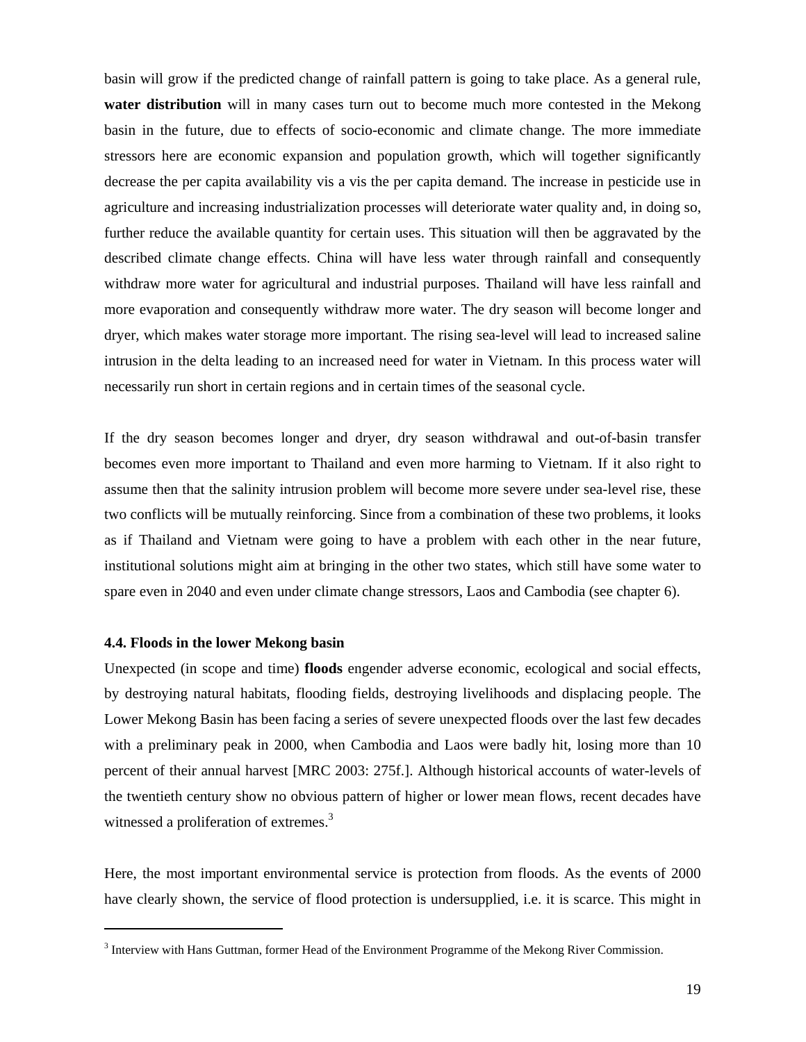basin will grow if the predicted change of rainfall pattern is going to take place. As a general rule, **water distribution** will in many cases turn out to become much more contested in the Mekong basin in the future, due to effects of socio-economic and climate change. The more immediate stressors here are economic expansion and population growth, which will together significantly decrease the per capita availability vis a vis the per capita demand. The increase in pesticide use in agriculture and increasing industrialization processes will deteriorate water quality and, in doing so, further reduce the available quantity for certain uses. This situation will then be aggravated by the described climate change effects. China will have less water through rainfall and consequently withdraw more water for agricultural and industrial purposes. Thailand will have less rainfall and more evaporation and consequently withdraw more water. The dry season will become longer and dryer, which makes water storage more important. The rising sea-level will lead to increased saline intrusion in the delta leading to an increased need for water in Vietnam. In this process water will necessarily run short in certain regions and in certain times of the seasonal cycle.

If the dry season becomes longer and dryer, dry season withdrawal and out-of-basin transfer becomes even more important to Thailand and even more harming to Vietnam. If it also right to assume then that the salinity intrusion problem will become more severe under sea-level rise, these two conflicts will be mutually reinforcing. Since from a combination of these two problems, it looks as if Thailand and Vietnam were going to have a problem with each other in the near future, institutional solutions might aim at bringing in the other two states, which still have some water to spare even in 2040 and even under climate change stressors, Laos and Cambodia (see chapter 6).

### 4.4. Floods in the lower Mekong basin

Unexpected (in scope and time) **floods** engender adverse economic, ecological and social effects, by destroying natural habitats, flooding fields, destroying livelihoods and displacing people. The Lower Mekong Basin has been facing a series of severe unexpected floods over the last few decades with a preliminary peak in 2000, when Cambodia and Laos were badly hit, losing more than 10 percent of their annual harvest [MRC 2003: 275f.]. Although historical accounts of water-levels of the twentieth century show no obvious pattern of higher or lower mean flows, recent decades have witnessed a proliferation of extremes.[3]

Here, the most important environmental service is protection from floods. As the events of 2000 have clearly shown, the service of flood protection is undersupplied, i.e. it is scarce. This might in

---

[3] Interview with Hans Guttman, former Head of the Environment Programme of the Mekong River Commission.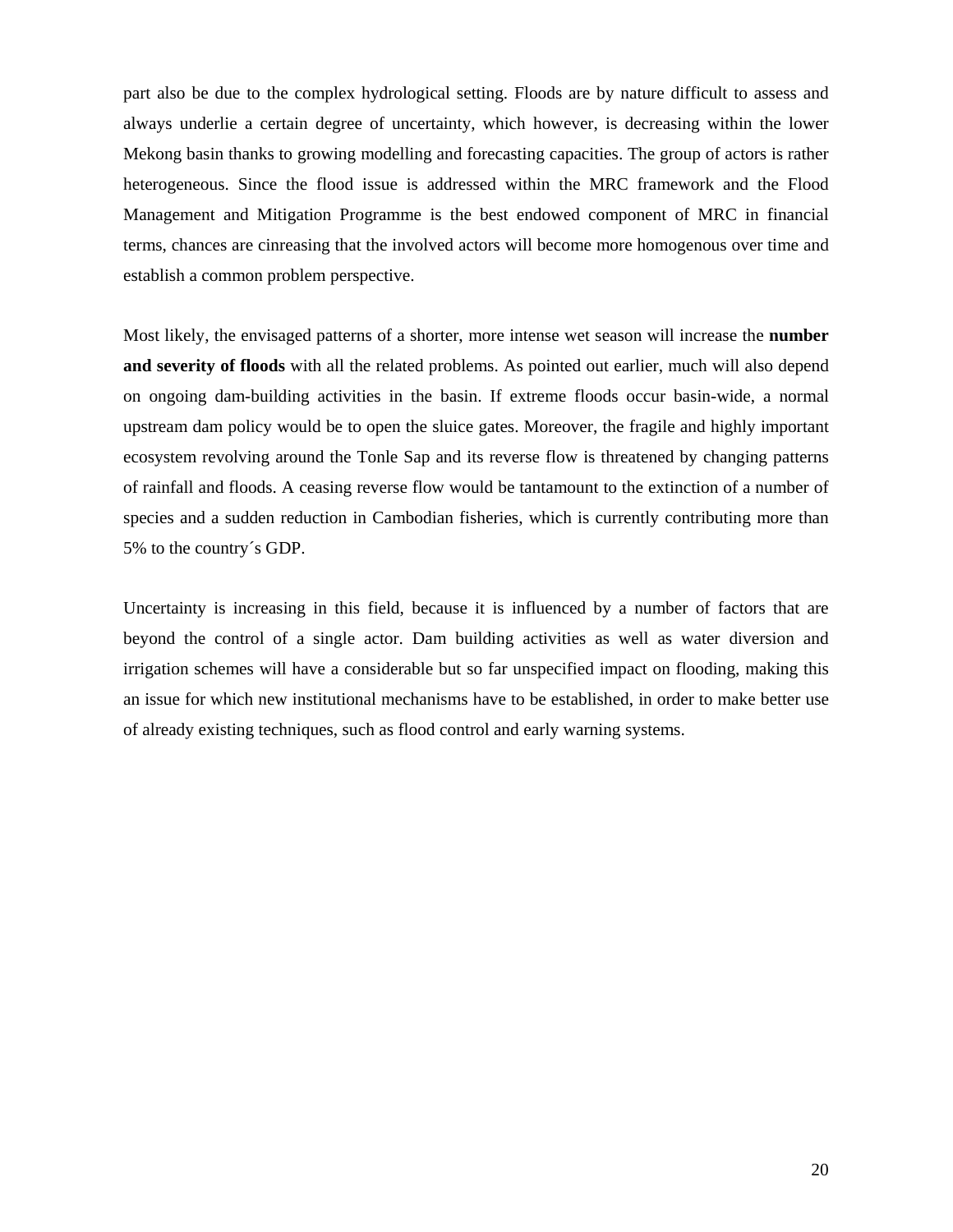part also be due to the complex hydrological setting. Floods are by nature difficult to assess and always underlie a certain degree of uncertainty, which however, is decreasing within the lower Mekong basin thanks to growing modelling and forecasting capacities. The group of actors is rather heterogeneous. Since the flood issue is addressed within the MRC framework and the Flood Management and Mitigation Programme is the best endowed component of MRC in financial terms, chances are cinreasing that the involved actors will become more homogenous over time and establish a common problem perspective.

Most likely, the envisaged patterns of a shorter, more intense wet season will increase the **number and severity of floods** with all the related problems. As pointed out earlier, much will also depend on ongoing dam-building activities in the basin. If extreme floods occur basin-wide, a normal upstream dam policy would be to open the sluice gates. Moreover, the fragile and highly important ecosystem revolving around the Tonle Sap and its reverse flow is threatened by changing patterns of rainfall and floods. A ceasing reverse flow would be tantamount to the extinction of a number of species and a sudden reduction in Cambodian fisheries, which is currently contributing more than 5% to the country´s GDP.

Uncertainty is increasing in this field, because it is influenced by a number of factors that are beyond the control of a single actor. Dam building activities as well as water diversion and irrigation schemes will have a considerable but so far unspecified impact on flooding, making this an issue for which new institutional mechanisms have to be established, in order to make better use of already existing techniques, such as flood control and early warning systems.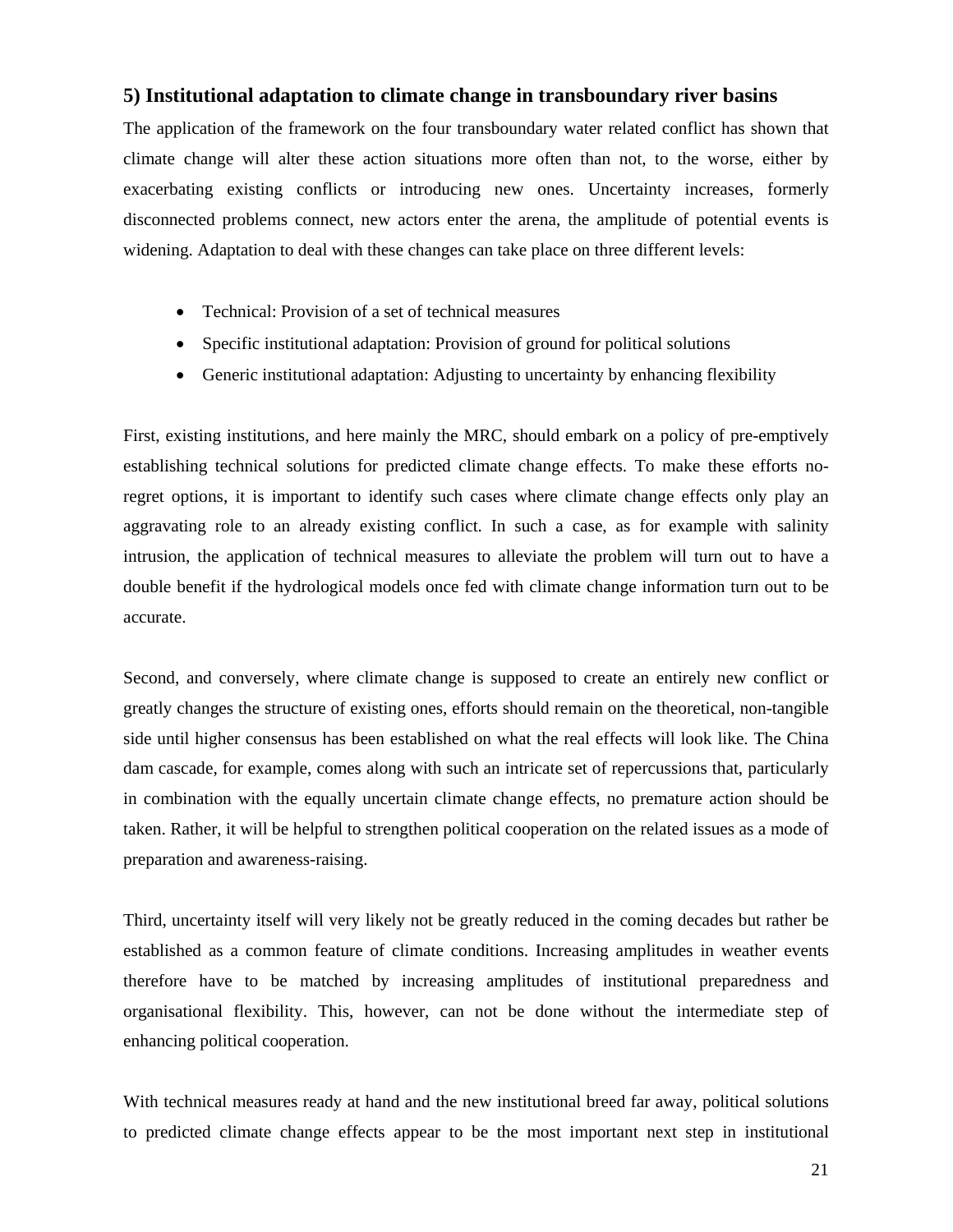## 5) Institutional adaptation to climate change in transboundary river basins

The application of the framework on the four transboundary water related conflict has shown that climate change will alter these action situations more often than not, to the worse, either by exacerbating existing conflicts or introducing new ones. Uncertainty increases, formerly disconnected problems connect, new actors enter the arena, the amplitude of potential events is widening. Adaptation to deal with these changes can take place on three different levels:

- Technical: Provision of a set of technical measures
- Specific institutional adaptation: Provision of ground for political solutions
- Generic institutional adaptation: Adjusting to uncertainty by enhancing flexibility

First, existing institutions, and here mainly the MRC, should embark on a policy of pre-emptively establishing technical solutions for predicted climate change effects. To make these efforts no-regret options, it is important to identify such cases where climate change effects only play an aggravating role to an already existing conflict. In such a case, as for example with salinity intrusion, the application of technical measures to alleviate the problem will turn out to have a double benefit if the hydrological models once fed with climate change information turn out to be accurate.

Second, and conversely, where climate change is supposed to create an entirely new conflict or greatly changes the structure of existing ones, efforts should remain on the theoretical, non-tangible side until higher consensus has been established on what the real effects will look like. The China dam cascade, for example, comes along with such an intricate set of repercussions that, particularly in combination with the equally uncertain climate change effects, no premature action should be taken. Rather, it will be helpful to strengthen political cooperation on the related issues as a mode of preparation and awareness-raising.

Third, uncertainty itself will very likely not be greatly reduced in the coming decades but rather be established as a common feature of climate conditions. Increasing amplitudes in weather events therefore have to be matched by increasing amplitudes of institutional preparedness and organisational flexibility. This, however, can not be done without the intermediate step of enhancing political cooperation.

With technical measures ready at hand and the new institutional breed far away, political solutions to predicted climate change effects appear to be the most important next step in institutional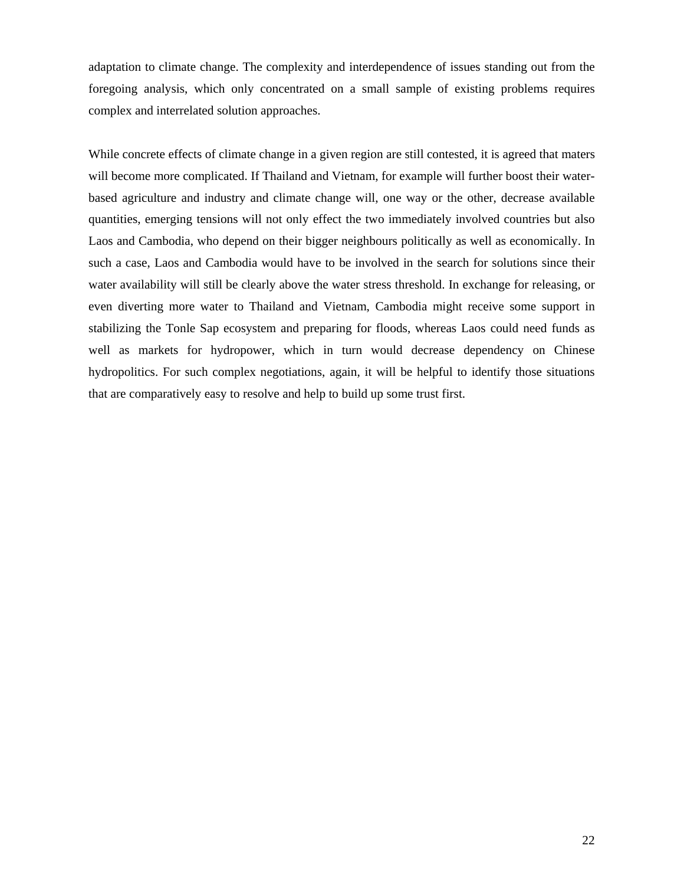adaptation to climate change. The complexity and interdependence of issues standing out from the foregoing analysis, which only concentrated on a small sample of existing problems requires complex and interrelated solution approaches.

While concrete effects of climate change in a given region are still contested, it is agreed that maters will become more complicated. If Thailand and Vietnam, for example will further boost their water-based agriculture and industry and climate change will, one way or the other, decrease available quantities, emerging tensions will not only effect the two immediately involved countries but also Laos and Cambodia, who depend on their bigger neighbours politically as well as economically. In such a case, Laos and Cambodia would have to be involved in the search for solutions since their water availability will still be clearly above the water stress threshold. In exchange for releasing, or even diverting more water to Thailand and Vietnam, Cambodia might receive some support in stabilizing the Tonle Sap ecosystem and preparing for floods, whereas Laos could need funds as well as markets for hydropower, which in turn would decrease dependency on Chinese hydropolitics. For such complex negotiations, again, it will be helpful to identify those situations that are comparatively easy to resolve and help to build up some trust first.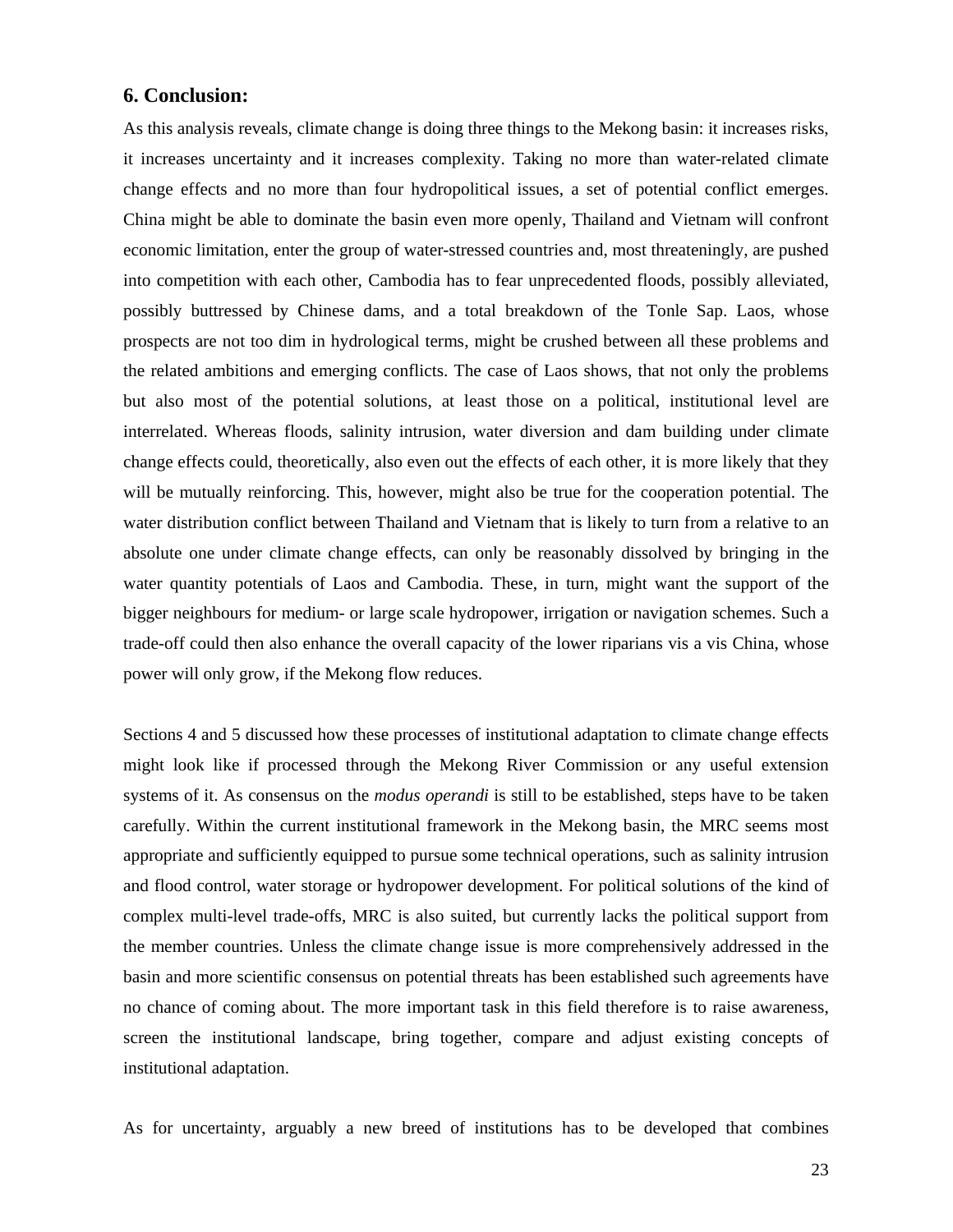## 6. Conclusion:

As this analysis reveals, climate change is doing three things to the Mekong basin: it increases risks, it increases uncertainty and it increases complexity. Taking no more than water-related climate change effects and no more than four hydropolitical issues, a set of potential conflict emerges. China might be able to dominate the basin even more openly, Thailand and Vietnam will confront economic limitation, enter the group of water-stressed countries and, most threateningly, are pushed into competition with each other, Cambodia has to fear unprecedented floods, possibly alleviated, possibly buttressed by Chinese dams, and a total breakdown of the Tonle Sap. Laos, whose prospects are not too dim in hydrological terms, might be crushed between all these problems and the related ambitions and emerging conflicts. The case of Laos shows, that not only the problems but also most of the potential solutions, at least those on a political, institutional level are interrelated. Whereas floods, salinity intrusion, water diversion and dam building under climate change effects could, theoretically, also even out the effects of each other, it is more likely that they will be mutually reinforcing. This, however, might also be true for the cooperation potential. The water distribution conflict between Thailand and Vietnam that is likely to turn from a relative to an absolute one under climate change effects, can only be reasonably dissolved by bringing in the water quantity potentials of Laos and Cambodia. These, in turn, might want the support of the bigger neighbours for medium- or large scale hydropower, irrigation or navigation schemes. Such a trade-off could then also enhance the overall capacity of the lower riparians vis a vis China, whose power will only grow, if the Mekong flow reduces.

Sections 4 and 5 discussed how these processes of institutional adaptation to climate change effects might look like if processed through the Mekong River Commission or any useful extension systems of it. As consensus on the *modus operandi* is still to be established, steps have to be taken carefully. Within the current institutional framework in the Mekong basin, the MRC seems most appropriate and sufficiently equipped to pursue some technical operations, such as salinity intrusion and flood control, water storage or hydropower development. For political solutions of the kind of complex multi-level trade-offs, MRC is also suited, but currently lacks the political support from the member countries. Unless the climate change issue is more comprehensively addressed in the basin and more scientific consensus on potential threats has been established such agreements have no chance of coming about. The more important task in this field therefore is to raise awareness, screen the institutional landscape, bring together, compare and adjust existing concepts of institutional adaptation.

As for uncertainty, arguably a new breed of institutions has to be developed that combines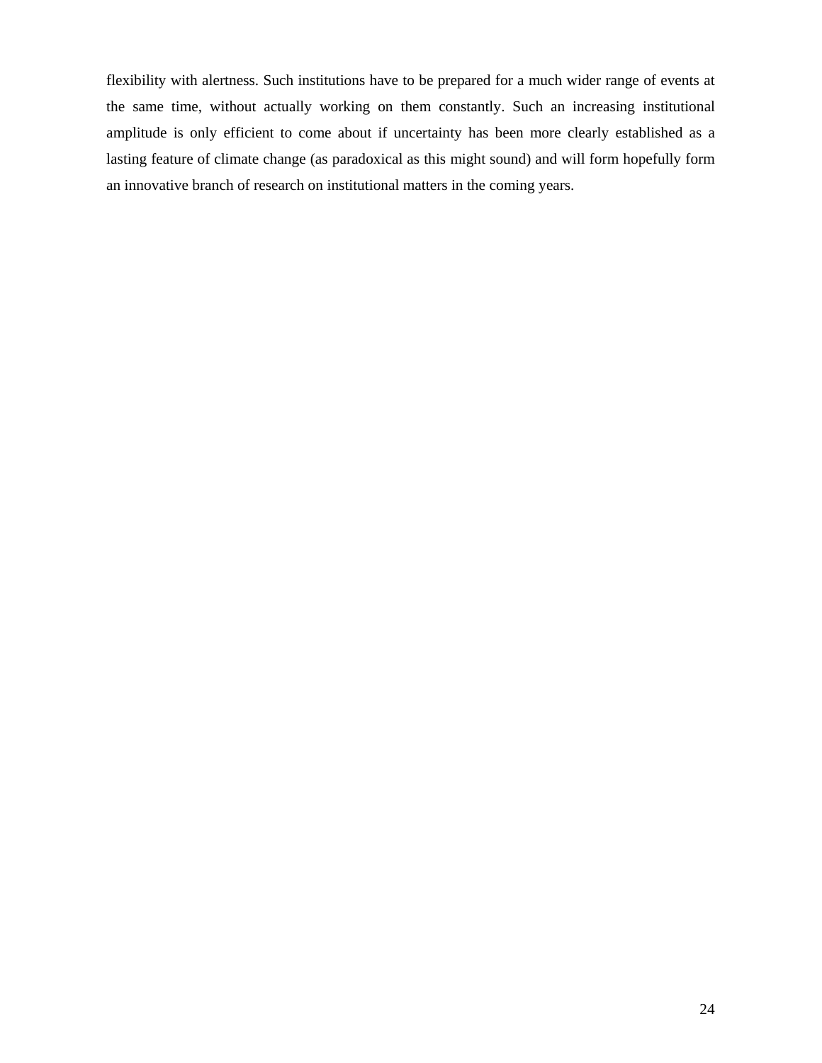flexibility with alertness. Such institutions have to be prepared for a much wider range of events at the same time, without actually working on them constantly. Such an increasing institutional amplitude is only efficient to come about if uncertainty has been more clearly established as a lasting feature of climate change (as paradoxical as this might sound) and will form hopefully form an innovative branch of research on institutional matters in the coming years.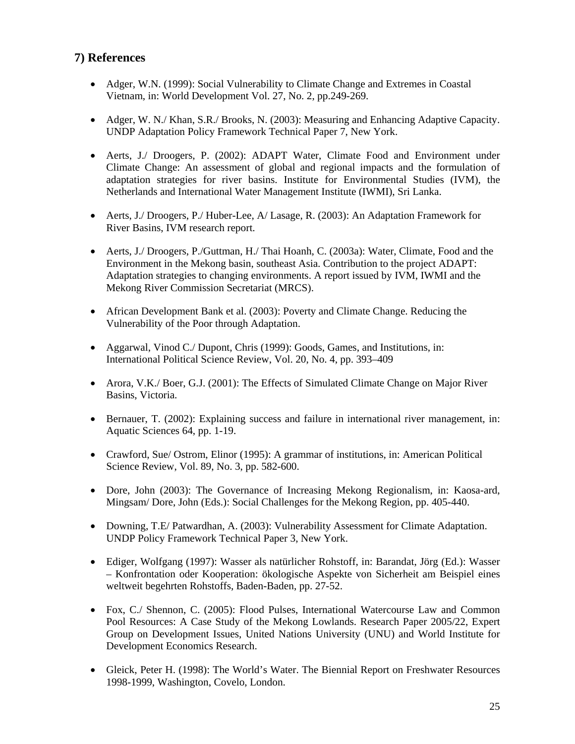## 7) References

- Adger, W.N. (1999): Social Vulnerability to Climate Change and Extremes in Coastal Vietnam, in: World Development Vol. 27, No. 2, pp.249-269.
- Adger, W. N./ Khan, S.R./ Brooks, N. (2003): Measuring and Enhancing Adaptive Capacity. UNDP Adaptation Policy Framework Technical Paper 7, New York.
- Aerts, J./ Droogers, P. (2002): ADAPT Water, Climate Food and Environment under Climate Change: An assessment of global and regional impacts and the formulation of adaptation strategies for river basins. Institute for Environmental Studies (IVM), the Netherlands and International Water Management Institute (IWMI), Sri Lanka.
- Aerts, J./ Droogers, P./ Huber-Lee, A/ Lasage, R. (2003): An Adaptation Framework for River Basins, IVM research report.
- Aerts, J./ Droogers, P./Guttman, H./ Thai Hoanh, C. (2003a): Water, Climate, Food and the Environment in the Mekong basin, southeast Asia. Contribution to the project ADAPT: Adaptation strategies to changing environments. A report issued by IVM, IWMI and the Mekong River Commission Secretariat (MRCS).
- African Development Bank et al. (2003): Poverty and Climate Change. Reducing the Vulnerability of the Poor through Adaptation.
- Aggarwal, Vinod C./ Dupont, Chris (1999): Goods, Games, and Institutions, in: International Political Science Review, Vol. 20, No. 4, pp. 393–409
- Arora, V.K./ Boer, G.J. (2001): The Effects of Simulated Climate Change on Major River Basins, Victoria.
- Bernauer, T. (2002): Explaining success and failure in international river management, in: Aquatic Sciences 64, pp. 1-19.
- Crawford, Sue/ Ostrom, Elinor (1995): A grammar of institutions, in: American Political Science Review, Vol. 89, No. 3, pp. 582-600.
- Dore, John (2003): The Governance of Increasing Mekong Regionalism, in: Kaosa-ard, Mingsam/ Dore, John (Eds.): Social Challenges for the Mekong Region, pp. 405-440.
- Downing, T.E/ Patwardhan, A. (2003): Vulnerability Assessment for Climate Adaptation. UNDP Policy Framework Technical Paper 3, New York.
- Ediger, Wolfgang (1997): Wasser als natürlicher Rohstoff, in: Barandat, Jörg (Ed.): Wasser – Konfrontation oder Kooperation: ökologische Aspekte von Sicherheit am Beispiel eines weltweit begehrten Rohstoffs, Baden-Baden, pp. 27-52.
- Fox, C./ Shennon, C. (2005): Flood Pulses, International Watercourse Law and Common Pool Resources: A Case Study of the Mekong Lowlands. Research Paper 2005/22, Expert Group on Development Issues, United Nations University (UNU) and World Institute for Development Economics Research.
- Gleick, Peter H. (1998): The World's Water. The Biennial Report on Freshwater Resources 1998-1999, Washington, Covelo, London.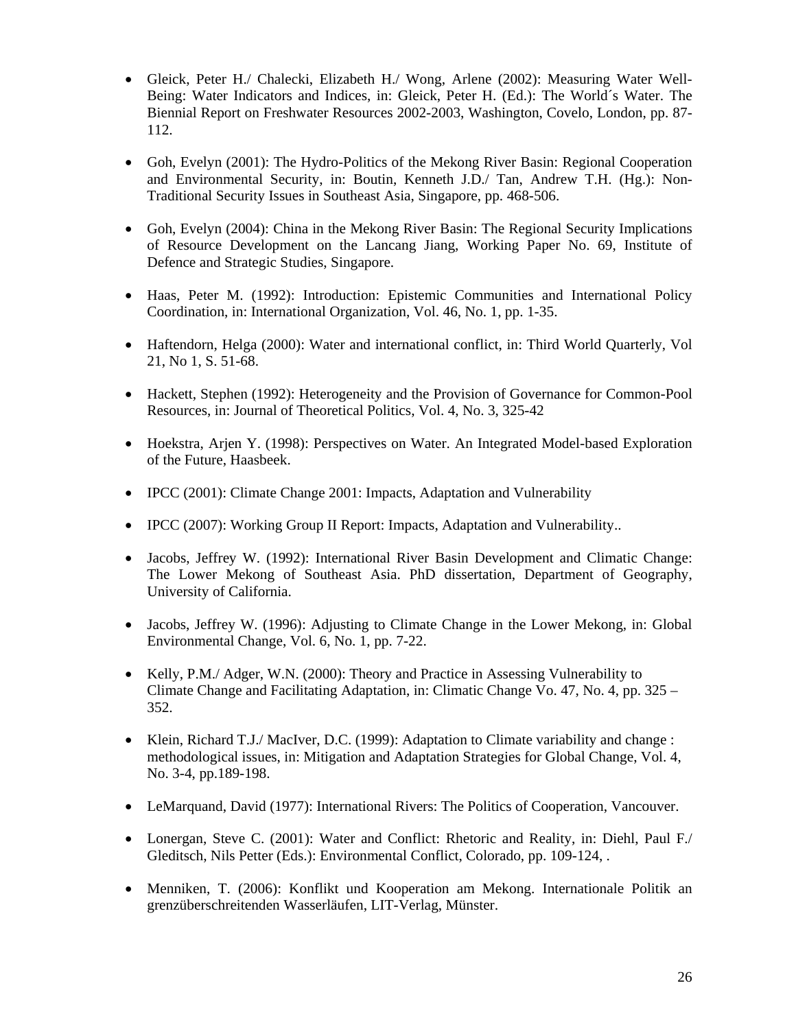- Gleick, Peter H./ Chalecki, Elizabeth H./ Wong, Arlene (2002): Measuring Water Well-Being: Water Indicators and Indices, in: Gleick, Peter H. (Ed.): The World´s Water. The Biennial Report on Freshwater Resources 2002-2003, Washington, Covelo, London, pp. 87-112.

- Goh, Evelyn (2001): The Hydro-Politics of the Mekong River Basin: Regional Cooperation and Environmental Security, in: Boutin, Kenneth J.D./ Tan, Andrew T.H. (Hg.): Non-Traditional Security Issues in Southeast Asia, Singapore, pp. 468-506.

- Goh, Evelyn (2004): China in the Mekong River Basin: The Regional Security Implications of Resource Development on the Lancang Jiang, Working Paper No. 69, Institute of Defence and Strategic Studies, Singapore.

- Haas, Peter M. (1992): Introduction: Epistemic Communities and International Policy Coordination, in: International Organization, Vol. 46, No. 1, pp. 1-35.

- Haftendorn, Helga (2000): Water and international conflict, in: Third World Quarterly, Vol 21, No 1, S. 51-68.

- Hackett, Stephen (1992): Heterogeneity and the Provision of Governance for Common-Pool Resources, in: Journal of Theoretical Politics, Vol. 4, No. 3, 325-42

- Hoekstra, Arjen Y. (1998): Perspectives on Water. An Integrated Model-based Exploration of the Future, Haasbeek.

- IPCC (2001): Climate Change 2001: Impacts, Adaptation and Vulnerability

- IPCC (2007): Working Group II Report: Impacts, Adaptation and Vulnerability..

- Jacobs, Jeffrey W. (1992): International River Basin Development and Climatic Change: The Lower Mekong of Southeast Asia. PhD dissertation, Department of Geography, University of California.

- Jacobs, Jeffrey W. (1996): Adjusting to Climate Change in the Lower Mekong, in: Global Environmental Change, Vol. 6, No. 1, pp. 7-22.

- Kelly, P.M./ Adger, W.N. (2000): Theory and Practice in Assessing Vulnerability to Climate Change and Facilitating Adaptation, in: Climatic Change Vo. 47, No. 4, pp. 325 – 352.

- Klein, Richard T.J./ MacIver, D.C. (1999): Adaptation to Climate variability and change : methodological issues, in: Mitigation and Adaptation Strategies for Global Change, Vol. 4, No. 3-4, pp.189-198.

- LeMarquand, David (1977): International Rivers: The Politics of Cooperation, Vancouver.

- Lonergan, Steve C. (2001): Water and Conflict: Rhetoric and Reality, in: Diehl, Paul F./ Gleditsch, Nils Petter (Eds.): Environmental Conflict, Colorado, pp. 109-124, .

- Menniken, T. (2006): Konflikt und Kooperation am Mekong. Internationale Politik an grenzüberschreitenden Wasserläufen, LIT-Verlag, Münster.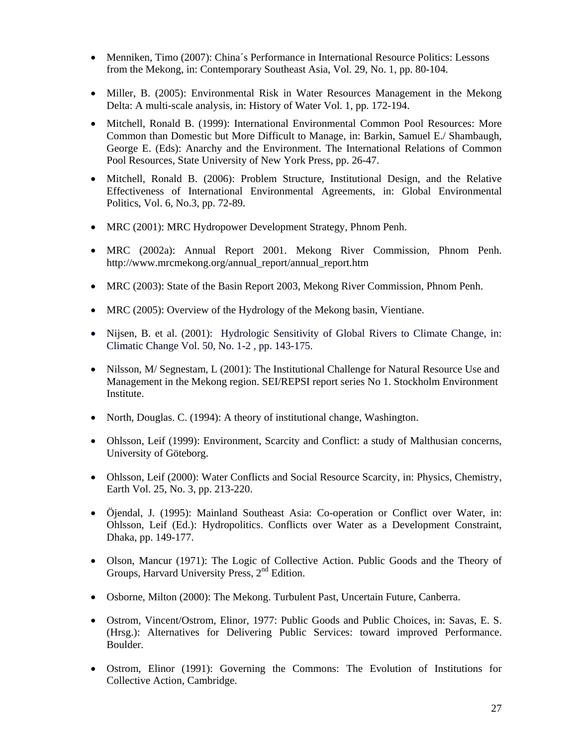- Menniken, Timo (2007): China´s Performance in International Resource Politics: Lessons from the Mekong, in: Contemporary Southeast Asia, Vol. 29, No. 1, pp. 80-104.

- Miller, B. (2005): Environmental Risk in Water Resources Management in the Mekong Delta: A multi-scale analysis, in: History of Water Vol. 1, pp. 172-194.

- Mitchell, Ronald B. (1999): International Environmental Common Pool Resources: More Common than Domestic but More Difficult to Manage, in: Barkin, Samuel E./ Shambaugh, George E. (Eds): Anarchy and the Environment. The International Relations of Common Pool Resources, State University of New York Press, pp. 26-47.

- Mitchell, Ronald B. (2006): Problem Structure, Institutional Design, and the Relative Effectiveness of International Environmental Agreements, in: Global Environmental Politics, Vol. 6, No.3, pp. 72-89.

- MRC (2001): MRC Hydropower Development Strategy, Phnom Penh.

- MRC (2002a): Annual Report 2001. Mekong River Commission, Phnom Penh. http://www.mrcmekong.org/annual_report/annual_report.htm

- MRC (2003): State of the Basin Report 2003, Mekong River Commission, Phnom Penh.

- MRC (2005): Overview of the Hydrology of the Mekong basin, Vientiane.

- Nijsen, B. et al. (2001): Hydrologic Sensitivity of Global Rivers to Climate Change, in: Climatic Change Vol. 50, No. 1-2 , pp. 143-175.

- Nilsson, M/ Segnestam, L (2001): The Institutional Challenge for Natural Resource Use and Management in the Mekong region. SEI/REPSI report series No 1. Stockholm Environment Institute.

- North, Douglas. C. (1994): A theory of institutional change, Washington.

- Ohlsson, Leif (1999): Environment, Scarcity and Conflict: a study of Malthusian concerns, University of Göteborg.

- Ohlsson, Leif (2000): Water Conflicts and Social Resource Scarcity, in: Physics, Chemistry, Earth Vol. 25, No. 3, pp. 213-220.

- Öjendal, J. (1995): Mainland Southeast Asia: Co-operation or Conflict over Water, in: Ohlsson, Leif (Ed.): Hydropolitics. Conflicts over Water as a Development Constraint, Dhaka, pp. 149-177.

- Olson, Mancur (1971): The Logic of Collective Action. Public Goods and the Theory of Groups, Harvard University Press, 2nd Edition.

- Osborne, Milton (2000): The Mekong. Turbulent Past, Uncertain Future, Canberra.

- Ostrom, Vincent/Ostrom, Elinor, 1977: Public Goods and Public Choices, in: Savas, E. S. (Hrsg.): Alternatives for Delivering Public Services: toward improved Performance. Boulder.

- Ostrom, Elinor (1991): Governing the Commons: The Evolution of Institutions for Collective Action, Cambridge.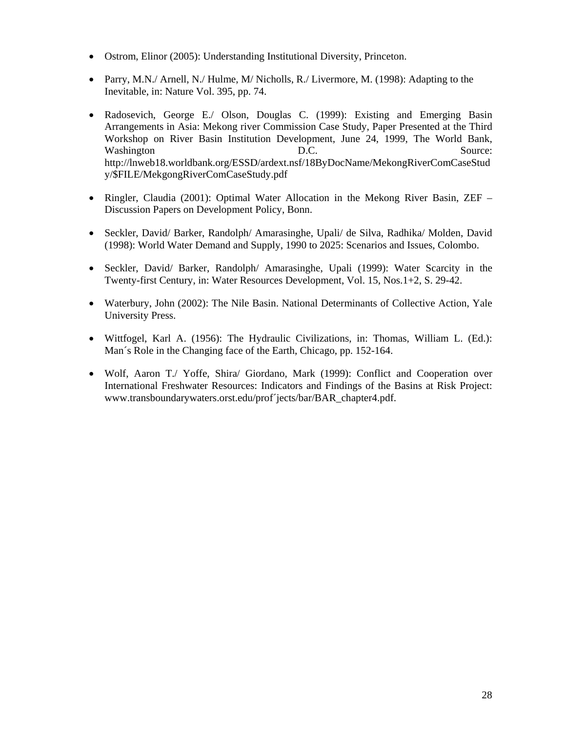- Ostrom, Elinor (2005): Understanding Institutional Diversity, Princeton.

- Parry, M.N./ Arnell, N./ Hulme, M/ Nicholls, R./ Livermore, M. (1998): Adapting to the Inevitable, in: Nature Vol. 395, pp. 74.

- Radosevich, George E./ Olson, Douglas C. (1999): Existing and Emerging Basin Arrangements in Asia: Mekong river Commission Case Study, Paper Presented at the Third Workshop on River Basin Institution Development, June 24, 1999, The World Bank, Washington D.C. Source: http://lnweb18.worldbank.org/ESSD/ardext.nsf/18ByDocName/MekongRiverComCaseStudy/$FILE/MekgongRiverComCaseStudy.pdf

- Ringler, Claudia (2001): Optimal Water Allocation in the Mekong River Basin, ZEF – Discussion Papers on Development Policy, Bonn.

- Seckler, David/ Barker, Randolph/ Amarasinghe, Upali/ de Silva, Radhika/ Molden, David (1998): World Water Demand and Supply, 1990 to 2025: Scenarios and Issues, Colombo.

- Seckler, David/ Barker, Randolph/ Amarasinghe, Upali (1999): Water Scarcity in the Twenty-first Century, in: Water Resources Development, Vol. 15, Nos.1+2, S. 29-42.

- Waterbury, John (2002): The Nile Basin. National Determinants of Collective Action, Yale University Press.

- Wittfogel, Karl A. (1956): The Hydraulic Civilizations, in: Thomas, William L. (Ed.): Man´s Role in the Changing face of the Earth, Chicago, pp. 152-164.

- Wolf, Aaron T./ Yoffe, Shira/ Giordano, Mark (1999): Conflict and Cooperation over International Freshwater Resources: Indicators and Findings of the Basins at Risk Project: www.transboundarywaters.orst.edu/prof´jects/bar/BAR_chapter4.pdf.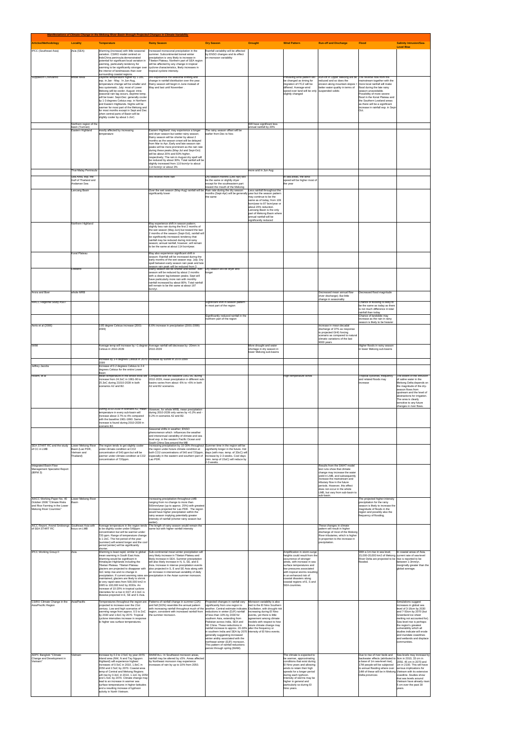*Manifestations of Climate Change in the Mekong River Basin through Projected Changes in Climate Variability*

| Articles/Methodology | Locality | Temperature | Rainy Season | Dry Season | Drought | Wind Pattern | Run-off and Discharge | Flood | Salinity Intrusion/Sea-Level Rise |
|---|---|---|---|---|---|---|---|---|---|
| IPCC (Southeast Asia) | Asia (SEA) | Warming (increase) with little seasonal variation. CSIRO model centred on IndoChina peninsula demonstrated potential for significant local variation in warming, particularly tendency for warming to be significantly stronger over the interior of landmasses than over surrounding coastal regions. | Increased monsoonal precipitation in the summer. Subcontinental boreal winter precipitation is very likely to increase in Tibetan Plateau. Northern part of SEA region will be affected by any change in tropical cyclone characteristics, likely increases in tropical cyclone intensity. | Rainfall variability will be affected by ENSO changes and its effect on monsoon variability | | | | | |
| Suppakorn Chinvanno | whole MRB | Daytime temperature higher by 1-2oC esp. in Jan - May. In Jun-Aug, temperature change will be smaller and less systematic. July: most of Lower Mekong will be cooler. August: intra-seasonal rain lag occurs, daytime temp. will be lower. Sept-Dec: generally cooler by 1-3 degrees Celsius esp. in Northern and Eastern Highlands. Nights will be warmer for most part of the Mekong and for most months except in Sept and Dec when central parts of Basin will be slightly cooler by about 1-2oC. | Will experience the seasonal shifting and change in rainfall distribution over the year. Rainy season will begin in June instead of May and last until November . | | | Prevailing wind pattern will be changed as timing for migration of ITCZ will be differed. Average wind speed over land will be only slightly changed | Run-off in Upper Mekong will be reduced and so does the erosion along mountain slopes = better water quality in terms of suspended solids | The reverse flow from the mainstream together with the more local rainfall will make flood during the late rainy season unavoidable. Possibility of more severe flood in the Korat Plateau and the Southern Lowland areas as there will be a significant increase in rainfall esp. in Sept-Oct. | |
| | Northern region of the basin (Yunnan) | | | | Will have significant less annual rainfall by 20% | | | | |
| | Eastern Highland | mostly affected by increasing temperature | Eastern Highland: may experience a longer and dryer season but wetter rainy season; Rainy season will be shorter by about 2 months as the season onset will be delayed from Mar to Apr; Early and late season rain peaks will be more prominent as the rain rate during these peaks (May-Jul and Sept-Oct) will be about 30% and 60% higher, respectively. The rain in August dry spell will be reduced by about 30%; Total rainfall will be slightly increased from 110 bcm/yr to about 114 bcm/yr or about 3% | The rainy season offset will be earlier from Dec to Nov. | | | | | |
| | Thai-Malay Peninsula | | | | more arid in Jun-Aug | | | | |
| | Sea Area, esp. the Gulf of Thailand and Andaman Sea | | Will receive more rain | Dry season months (Dec-Apr) will be the same or slightly dryer except for the southeastern part toward the mouth of the Mekong | | In sea areas, the wind speed will be higher most of the year | | | |
| | Lancang Basin | | Over the wet season (May-Aug) rainfall will be significantly lower | Rain rate during the dry season months (Sept-Apr) will be generally the same | Less rainfall throughout the year but the season pattern may continue to be the same as of today; from 109 bcm/year to 87 bcm/year or about 20% reduction Lancang Basin is the only part of Mekong Basin where annual rainfall will be significantly reduced | | | | |
| | Northern Highland | | May experience shift in season pattern; slightly less rain during the first 2 months of the wet season (May-Jun) but toward the last 2 months of the season (Sept-Oct), rainfall will be significantly increased; tendency that rainfall may be reduced during mid-rainy season; annual rainfall, however, will remain to be the same at about 114 bcm/year. | | | | | | |
| | Korat Plateau | | May also experience significant shift in season: Rainfall will be increased during the early months of the wet season esp. July; Dry spell between early season rain peak and late season rain peak will be reduced from 2 | | | | | | |
| | Lowland | | Rainy season will be shorter and wetter. Wet season will be reduced by about 2 months with a clearer lag between peaks; Sept will have particularly more rain with monthly rainfall increased by about 80%. Total rainfall will remain to be the same at about 197 bcm/yr. | Dry season will be dryer and longer | | | | | |
| Arora and Boer | whole MRB | | | | | | Decreased mean annual flow (river discharge); But little change in seasonality | Decreased flood magnitude | |
| AIACC Regional Study AS07 | | | | Significant shift in season pattern in most part of the region | | | | Chance of flooding is likely to be the same as today as there is not much difference in total rainfall than today | |
| | | | | Significantly reduced rainfall in the northern part of the region | | | | Chance of landslide may increase as the rain in rainy season is likely to be heavier | |
| Aerts et al (2006) | | 0.85 degree Celsius increase (2001-2099) | 6.6% increase in precipitation (2001-2099) | | | | Increase in mean decadal discharge of 37% as response to projected GHG forcing scenario as compared to natural climatic variations of the last 9000 years | | |
| IWMI | | Average temp will increase by +1 degree Celsius in 2010-2039 | Average rainfall will decrease by -25mm in 2010-2039 | | More drought and water shortage in dry season in lower Mekong sub-basins | | | Higher floods in rainy season in lower Mekong sub-basins | |
| | | Increase by 3-4 degrees Celsius in 2070-2099 | Increase by 50mm in 2070-2099 | | | | | | |
| Jeffrey Jacobs | | Increase of 0.2 degrees Celsius to 2-4 degrees Celsius for the entire Lower Basin | | | | | | | |
| Hoanh, et al | | Mean temperature in the whole MRB will increase from 24.3oC in 1961-90 to 25.3oC during 21010-2039 in both scenarios A2 and B2. | Compared with the baseline 1961-90, during 2010-2039, mean precipitation in different sub-basins varies from about -6% to +6% in both A2 and B2 scenarios. | | | High-temperature winds | | Tropical cyclones, frequency and related floods may increase | The extent of the intrusion of saline water in the Mekong Delta depends on the magnitude of the dry-season flows from upstream and the level of abstractions for irrigation. The area is clearly sensitive to any future changes in river flows. |
| | | During 2010-2039 in scenario A2, mean temperature in every sub-basin will increase about 3.7% to 4% compared with the baseline 1961-1990. Same increase is found during 2010-2039 in scenario B2. | However, for whole MRB, mean precipitation during 2010-2039 only varies by +0.2% and -0.2% in scenarios A2 and B2. | | | | | | |
| | | | Seasonal shifts in weather; ENSO phenomenon which influences the weather and interannual variability of climate and sea level esp. in the western Pacific Ocean and South China Sea around the MB | | | | | | |
| SEA START RC and the study of CC in LMB | Lower Mekong River Basin (Lao PDR, Vietnam and Thailand) | The region tends to get slightly cooler under climate condition at CO2 concentration of 540 ppm but will be warmer under climate condition at CO2 concentration of 720ppm. | Increasing precipitation by 10-30% throughout the region under future climate condition at both CO2 concentrations of 540 and 720ppm, especially in the eastern and southern part of Lao PDR. | Summer time in the region will be significantly longer in the future. Hot days (with max. temp. of 33oC) will increase by 2-3 weeks. Cool days (min. temp of 15oC) will reduce by 2-3 weeks. | | | | | |
| Integrated Basin Flow Management Specialist Report (IBFM 3) | | | | | | | Results from the SWAT model test runs show that climate change may increase the water yield in LMB, and subsequently increase the mainstream and tributary flow in the future periods. However, this effect does not occur in the whole LMB, but vary from sub-basin to sub-basin. | | |
| AIACC Working Paper No. 40 October 2006 "Climate Risks and Rice Farming in the Lower Mekong River Countries" | Lower Mekong River Basin | | Increasing precipitation throughout LMB ranging from no change to more than 500mm/year (up to approx. 25%) with greatest increases projected for Lao PDR. The region would have higher precipitation within the rainy season implying potentially greater intensity of rainfall (shorter rainy season but wetter). | | | | | The projected higher-intensity precipitation for the rainy season is likely to increase the magnitude of floods in the region and possibly also the frequency of flooding. | |
| AICC Report, Anond Snidvongs of SEA START RC | Southeast Asia with focus on LMB | Average temperature in the region tends to be slightly cooler under 540ppm concentration but will be warmer under 720 ppm. Range of temperature change is 1-2oC. The hot period of the year (summer) will extend longer and the cool period (winter) will be significantly shorter. | The length of rainy season would remain the same but with higher rainfall intensity | | | | These changes in climate pattern will result in higher discharge of most of the Mekong River tributaries, which is higher in proportion to the increase in precipitation. | | |
| IPCC Working Group II | Asia | Warming is least rapid, similar to global mean warming in South East Asia. Warming would be significant in Himalayan Highlands including the Tibetan Plateau. Tibetan Plateau glaciers are projected to disappear with 3oC temp rise and no change in precipitation. If current warming rates are maintained, glaciers are likely to shrink at very rapid rates from 500,000 km2 in 1995 to 100,000 km2 by 2030s. An increase of 10-20% in tropical cyclone intensities for a rise in SST of 2-4oC is likewise projected in E, SE and S Asia. | Sub-continental mean winter precipitation will very likely increase in Tibetan Plateau and likely increase in SEA. Summer precipitation will also likely increase in N, S, SE, and E Asia. Increase in intense precipitation events also projected in S, E and SE Asia along with an increase in interannual variability of daily precipitation in the Asian summer monsoon. | | | Amplification in storm-surge heights could result from the occurrence of stronger winds, with increase in sea-surface temperatures and low pressures associated with tropical storms resulting in an enhanced risk of coastal disasters along coastal regions of E, S and SEA countries. | | With a 1m rise in sea level, 15,000-20,000 km2 of Mekong River Delta are projected to be flooded. | In coastal areas of Asia, current rate of sea-level rise is reported to be between 1-3mm/yr, marginally greater than the global average. |
| CSIRO Climate Change in the Asia/Pacific Region | Asia/Pacific | Temperatures throughout the region are projected to increase over the 21st century. Low and high scenarios of warming range from approx. 0.5 to 2oC by 2030 and 1-6oC by 2070. Tropical cyclone intensities increase in response to higher sea surface temperatures. | Patterns of rainfall change in summer (JJA) and fall (SON) resemble the annual pattern with increasing rainfall throughout much of the region, consistent with increased rainfall from the summer monsoon. | Projected changes in rainfall vary significantly from one region to another. Central estimate indicates reductions in winter (DJF) rainfall of less than 10% by 2030 for southern Asia, extending from Pakistan across India, SEA and SE China. These reductions in rainfall increase to approx. 20-30% in southern India and SEA by 2070 generally suggesting increased winter aridity associated with the northeast winter (DJF) monsoon. This pattern of rainfall reductions persist through spring (MAM). | Monsoon variability is also tied to the El Nino Southern Oscillation, with drought risk increasing during El Nino events, yet there is little agreement among climate models with respect to how future climate change may alter the frequency or intensity of El Nino events. | | | | Simulations suggest increases in global sea level of 3-16cm by 2030 and 7-50cm by 2070 (but Greenland ice sheet melting not accounted for). Sea-level rise is perhaps the region's greatest vulnerability which all studies indicate will erode and inundate coastlines and wetlands and displace communities. |
| ADPC Bangkok "Climate Change and Development in Vietnam" | Vietnam | Increase by 0.3 to 2.5oC by year 2070. Inland area (NW, N and Tay Nguyen Highland) will experience highest increases of 0.5oC in 2010, 1.8oC in 2050 and 2.5oC by 2070. Coastal area temp of Central and Mekong Regions will rise by 0.3oC in 2010, 1.1oC by 2050 and 1.5oC by 2070. Climate change may lead to an increase in warmer sea surface temperatures in higher latitudes and a resulting increase of typhoon activity in North Vietnam. | RAINFALL: In Southwest monsoon areas, rainfall may be altered by ±5%. Areas affected by Northeast monsoon may experience increases of rain by up to 10% from 2050. | | | The climate is expected to be warmer, approximating conditions that exist during El Nino years and allowing winds to retain their high speeds for a longer period during each typhoon. Intensity of storms may be higher in general and particularly so during El Nino years. | | Due to rise of river beds and backwater effects (attributed to a base of 1m sea-level rise), 17M people will be subjected to annual flooding where over 14M of these will be in Mekong Delta provinces | Sea levels may increase by 9cm in 2010, 33 cm in 2050, 45 cm in 2070 and 1m in 2100. This will have serious implications for Vietnam with its extensive coastline. Studies show that sea levels around Vietnam have already risen 5 cm over the past 30 years. |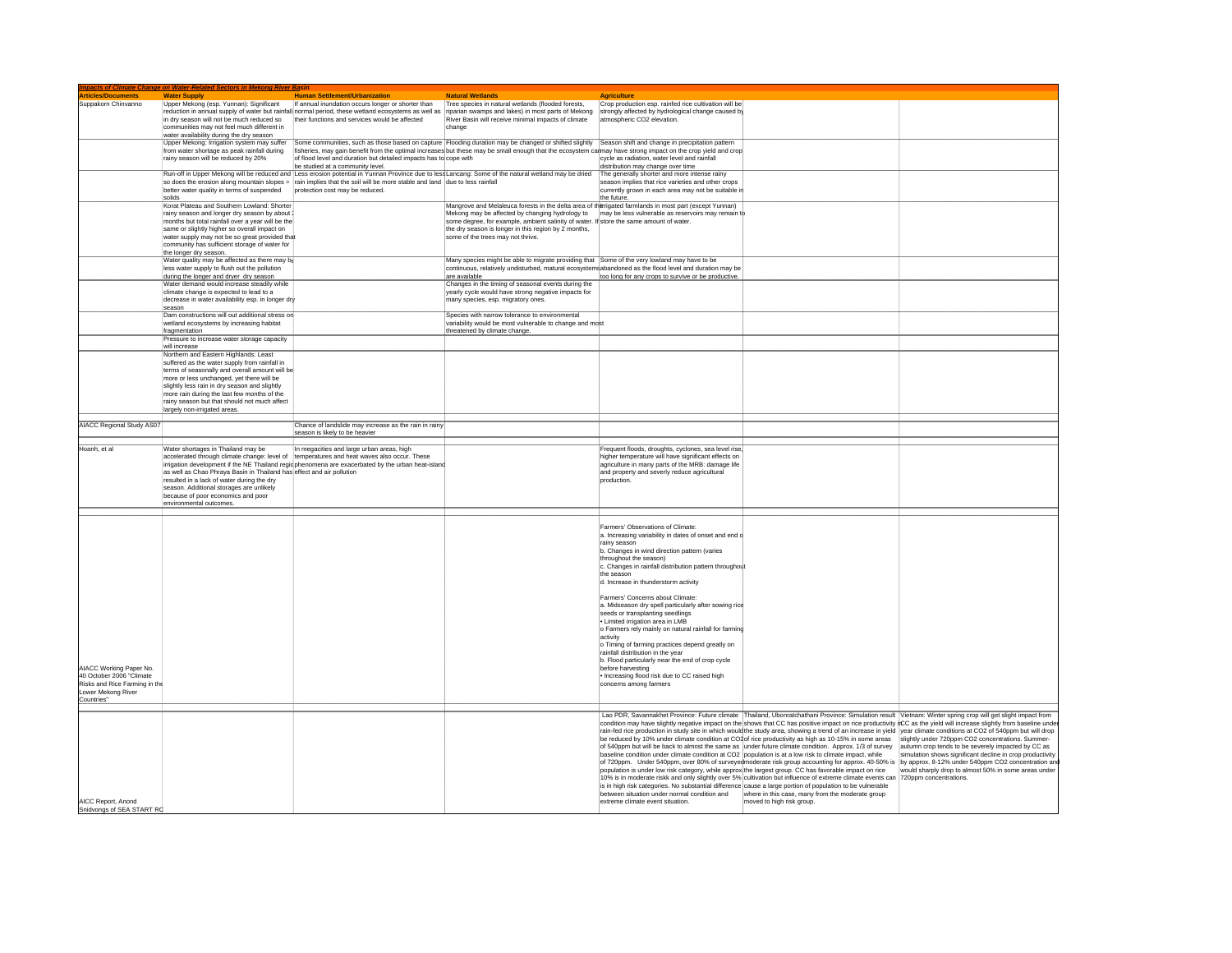*Impacts of Climate Change on Water-Related Sectors in Mekong River Basin*

| Articles/Documents | Water Supply | Human Settlement/Urbanization | Natural Wetlands | Agriculture | | |
|---|---|---|---|---|---|---|
| Suppakorn Chinvanno | Upper Mekong (esp. Yunnan): Significant reduction in annual supply of water but rainfall in dry season will not be much reduced so communities may not feel much different in water availability during the dry season | If annual inundation occurs longer or shorter than normal period, these wetland ecosystems as well as their functions and services would be affected | Tree species in natural wetlands (flooded forests, riparian swamps and lakes) in most parts of Mekong River Basin will receive minimal impacts of climate change | Crop production esp. rainfed rice cultivation will be strongly affected by hydrological change caused by atmospheric CO2 elevation. | | |
| | Upper Mekong: Irrigation system may suffer from water shortage as peak rainfall during rainy season will be reduced by 20% | Some communities, such as those based on capture fisheries, may gain benefit from the optimal increases of flood level and duration but detailed impacts has to be studied at a community level. | Flooding duration may be changed or shifted slightly but these may be small enough that the ecosystem can cope with | Season shift and change in precipitation pattern may have strong impact on the crop yield and crop cycle as radiation, water level and rainfall distribution may change over time | | |
| | Run-off in Upper Mekong will be reduced and so does the erosion along mountain slopes = better water quality in terms of suspended solids | Less erosion potential in Yunnan Province due to less rain implies that the soil will be more stable and land protection cost may be reduced. | Lancang: Some of the natural wetland may be dried due to less rainfall | The generally shorter and more intense rainy season implies that rice varieties and other crops currently grown in each area may not be suitable in the future. | | |
| | Korat Plateau and Southern Lowland: Shorter rainy season and longer dry season by about 2 months but total rainfall over a year will be the same or slightly higher so overall impact on water supply may not be so great provided that community has sufficient storage of water for the longer dry season. | | Mangrove and Melaleuca forests in the delta area of the Mekong may be affected by changing hydrology to some degree, for example, ambient salinity of water. If the dry season is longer in this region by 2 months, some of the trees may not thrive. | Irrigated farmlands in most part (except Yunnan) may be less vulnerable as reservoirs may remain to store the same amount of water. | | |
| | Water quality may be affected as there may be less water supply to flush out the pollution during the longer and dryer dry season | | Many species might be able to migrate providing that continuous, relatively undisturbed, natural ecosystems are available | Some of the very lowland may have to be abandoned as the flood level and duration may be too long for any crops to survive or be productive. | | |
| | Water demand would increase steadily while climate change is expected to lead to a decrease in water availability esp. in longer dry season | | Changes in the timing of seasonal events during the yearly cycle would have strong negative impacts for many species, esp. migratory ones. | | | |
| | Dam constructions will out additional stress on wetland ecosystems by increasing habitat fragmentation | | Species with narrow tolerance to environmental variability would be most vulnerable to change and most threatened by climate change. | | | |
| | Pressure to increase water storage capacity will increase | | | | | |
| | Northern and Eastern Highlands: Least suffered as the water supply from rainfall in terms of seasonally and overall amount will be more or less unchanged, yet there will be slightly less rain in dry season and slightly more rain during the last few months of the rainy season but that should not much affect largely non-irrigated areas. | | | | | |
| AIACC Regional Study AS07 | | Chance of landslide may increase as the rain in rainy season is likely to be heavier | | | | |
| Hoanh, et al | Water shortages in Thailand may be accelerated through climate change: level of irrigation development if the NE Thailand region as well as Chao Phraya Basin in Thailand has resulted in a lack of water during the dry season. Additional storages are unlikely because of poor economics and poor environmental outcomes. | In megacities and large urban areas, high temperatures and heat waves also occur. These phenomena are exacerbated by the urban heat-island effect and air pollution | | Frequent floods, droughts, cyclones, sea level rise, higher temperature will have significant effects on agriculture in many parts of the MRB: damage life and property and severly reduce agricultural production. | | |
| AIACC Working Paper No. 40 October 2006 "Climate Risks and Rice Farming in the Lower Mekong River Countries" | | | | Farmers' Observations of Climate:<br>a. Increasing variability in dates of onset and end of rainy season<br>b. Changes in wind direction pattern (varies throughout the season)<br>c. Changes in rainfall distribution pattern throughout the season<br>d. Increase in thunderstorm activity<br><br>Farmers' Concerns about Climate:<br>a. Midseason dry spell particularly after sowing rice seeds or transplanting seedlings<br>• Limited irrigation area in LMB<br>o Farmers rely mainly on natural rainfall for farming activity<br>o Timing of farming practices depend greatly on rainfall distribution in the year<br>b. Flood particularly near the end of crop cycle before harvesting<br>• Increasing flood risk due to CC raised high concerns among farmers | | |
| AICC Report, Anond Snidvongs of SEA START RC | | | | Lao PDR, Savannakhet Province: Future climate condition may have slightly negative impact on the rain-fed rice production in study site in which would be reduced by 10% under climate condition at CO2 of 540ppm but will be back to almost the same as baseline condition under climate condition at CO2 of 720ppm. Under 540ppm, over 80% of surveyed population is under low risk category, while approx. 10% is in moderate riskk and only slightly over 5% is in high risk categories. No substantial difference between situation under normal condition and extreme climate event situation. | Thailand, Ubonratchathani Province: Simulation result shows that CC has positive impact on rice productivity in the study area, showing a trend of an increase in yield of rice productivity as high as 10-15% in some areas under future climate condition. Approx. 1/3 of survey population is at a low risk to climate impact, while moderate risk group accounting for approx. 40-50% is the largest group. CC has favorable impact on rice cultivation but influence of extreme climate events can cause a large portion of population to be vulnerable where in this case, many from the moderate group moved to high risk group. | Vietnam: Winter spring crop will get slight impact from CC as the yield will increase slightly from baseline under year climate conditions at CO2 of 540ppm but will drop slightly under 720ppm CO2 concentrations. Summer-autumn crop tends to be severely impacted by CC as simulation shows significant decline in crop productivity by approx. 8-12% under 540ppm CO2 concentration and would sharply drop to almost 50% in some areas under 720ppm concentrations. |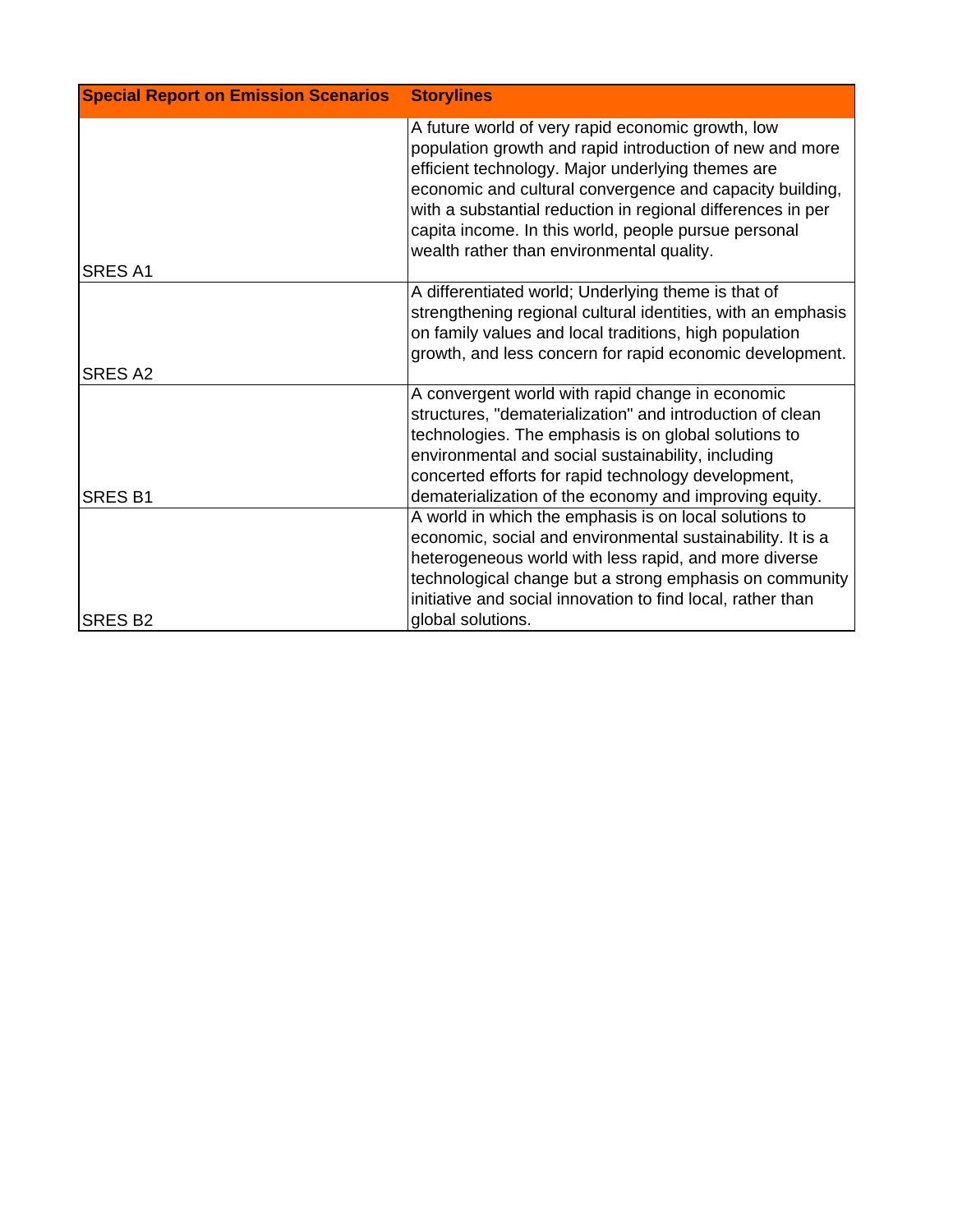| Special Report on Emission Scenarios | Storylines |
| --- | --- |
| SRES A1 | A future world of very rapid economic growth, low population growth and rapid introduction of new and more efficient technology. Major underlying themes are economic and cultural convergence and capacity building, with a substantial reduction in regional differences in per capita income. In this world, people pursue personal wealth rather than environmental quality. |
| SRES A2 | A differentiated world; Underlying theme is that of strengthening regional cultural identities, with an emphasis on family values and local traditions, high population growth, and less concern for rapid economic development. |
| SRES B1 | A convergent world with rapid change in economic structures, "dematerialization" and introduction of clean technologies. The emphasis is on global solutions to environmental and social sustainability, including concerted efforts for rapid technology development, dematerialization of the economy and improving equity. |
| SRES B2 | A world in which the emphasis is on local solutions to economic, social and environmental sustainability. It is a heterogeneous world with less rapid, and more diverse technological change but a strong emphasis on community initiative and social innovation to find local, rather than global solutions. |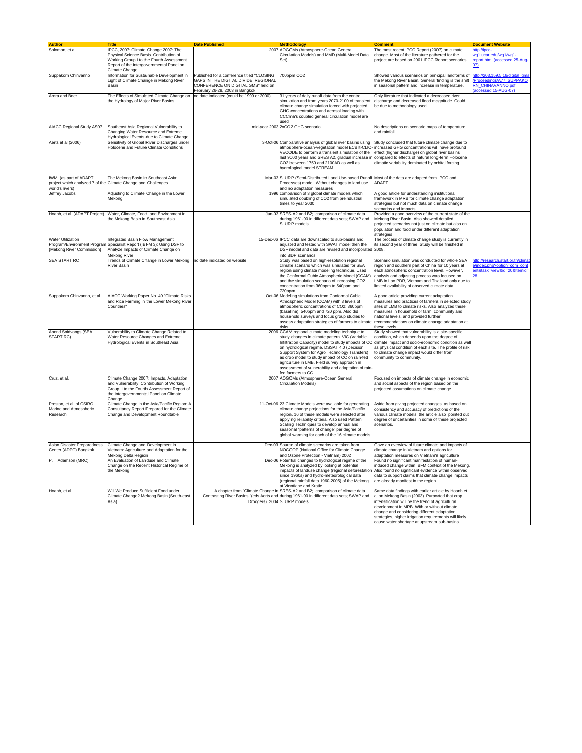| Author | Title | Date Published | Methodology | Comment | Document Website |
|---|---|---|---|---|---|
| Solomon, et al. | IPCC, 2007: Climate Change 2007: The Physical Science Basis. Contribution of Working Group I to the Fourth Assessment Report of the Intergovernmental Panel on Climate Change | 2007 | AOGCMs (Atmosphere-Ocean General Circulation Models) and MMD (Multi-Model Data Set) | The most recent IPCC Report (2007) on climate change. Most of the literature gathered for the project are based on 2001 IPCC Report scenarios. | http://ipcc-wg1.ucar.edu/wg1/wg1-report.html (accessed 25-Aug-07) |
| Suppakorn Chinvanno | Information for Sustainable Development in Light of Climate Change in Mekong River Basin | Published for a conference titled "CLOSING GAPS IN THE DIGITAL DIVIDE: REGIONAL CONFERENCE ON DIGITAL GMS" held on February 26-28, 2003 in Bangkok | 700ppm CO2 | Showed various scenarios on principal landforms of the Mekong River Basin. General finding is the shift in seasonal pattern and increase in temperature. | http://203.159.5.16/digital_gms/Proceedings/A77_SUPPAKORN_CHINAVANNO.pdf (accessed 15-AUG-07) |
| Arora and Boer | The Effects of Simulated Climate Change on the Hydrology of Major River Basins | no date indicated (could be 1999 or 2000) | 31 years of daily runoff data from the control simulation and from years 2070-2100 of transient climate change simulation forced with projected GHG concentrations and aerosol loading with CCCma's coupled general circulation model are used | Only literature that indicated a decreased river discharge and decreased flood magnitude. Could be due to methodology used. | |
| AIACC Regional Study AS07 | Southeast Asia Regional Vulnerability to Changing Water Resource and Extreme Hydrological Events due to Climate Change | mid-year 2003 | 2xCO2 GHG scenario | No descriptions on scenario maps of temperature and rainfall | |
| Aerts et al (2006) | Sensitivity of Global River Discharges under Holocene and Future Climate Conditions | 3-Oct-06 | Comparative analysis of global river basins using atmosphere-ocean-vegetation model ECBilt-CLIO-VECODE to perform a transient simulation of the last 9000 years and SRES A2, gradual increase in CO2 between 1750 and 2100AD as well as hydrological model STREAM. | Study concluded that future climate change due to increased GHG concentrations will have profound effect (higher discharge) on global river basins compared to effects of natural long-term Holocene climatic variability dominated by orbital forcing. | |
| IWMI (as part of ADAPT project which analyzed 7 of the world's rivers) | The Mekong Basin in Southeast Asia: Climate Change and Challenges | Mar-03 | SLURP (Semi-Distributed Land Use-based Runoff Processes) model; Without changes to land use and no adaptation measures | Most of the data are adapted from IPCC and ADAPT | |
| Jeffrey Jacobs | Adjusting to Climate Change in the Lower Mekong | 1996 | comparison of 3 global climate models which simulated doubling of CO2 from preindustrial times to year 2030 | A good article for understanding institutional framework in MRB for climate change adaptation strategies but not much data on climate change scenarios and impacts | |
| Hoanh, et al. (ADAPT Project) | Water, Climate, Food, and Environment in the Mekong Basin in Southeast Asia | Jun-03 | SRES A2 and B2; comparison of climate data during 1961-90 in different data sets; SWAP and SLURP models | Provided a good overview of the current state of the Mekong River Basin. Also showed detailed projected scenarios not just on climate but also on population and food under different adaptation strategies | |
| Water Utilization Program/Environment Program (Mekong River Commission) | Integrated Basin Flow Management Specialist Report (IBFM 3): Using DSF to Analyze Impacts of Climate Change on Mekong River | 15-Dec-06 | IPCC data are downscaled to sub-basins and adjusted and tested with SWAT model then the DSF model and data are revised and incorporated into BDP scenarios | The process of climate change study is currently in its second year of three. Study will be finished in 2008. | |
| SEA START RC | Trends of Climate Change in Lower Mekong River Basin | no date indicated on website | Study was based on high-resolution regional climate scenario which was simulated for SEA region using climate modeling technique. Used the Conformal Cubic Atmospheric Model (CCAM) and the simulation scenario of increasing CO2 concentration from 360ppm to 540ppm and 720ppm. | Scenario simulation was conducted for whole SEA region and southern part of China for 10 years at each atmospheric concentration level. However, analysis and adjusting process was focused on LMB in Lao PDR, Vietnam and Thailand only due to limited availability of observed climate data. | http://research.start.or.th/climate/index.php?option=com_content&task=view&id=20&Itemid=28 |
| Suppakorn Chinvanno, et al. | AIACC Working Paper No. 40 "Climate Risks and Rice Farming in the Lower Mekong River Countries" | Oct-06 | Modeling simulations from Conformal Cubic Atmospheric Model (CCAM) with 3 levels of atmospheric concentrations of CO2: 360ppm (baseline), 540ppm and 720 ppm. Also did household surveys and focus group studies to assess adaptation strategies of farmers to climate risks. | A good article providing current adaptation measures and practices of farmers in selected study sites of LMB to climate risks. Also analyzed these measures in household or farm, community and national levels, and provided further recommendations on climate change adaptation at these levels. | |
| Anond Snidvongs (SEA START RC) | Vulnerability to Climate Change Related to Water Resource Changes and Extreme Hydrological Events in Southeast Asia | 2006 | CCAM regional climate modeling technique to study changes in climate pattern. VIC (Variable Infiltration Capacity) model to study impacts of CC on hydrological regime. DSSAT 4.0 (Decision Support System for Agro Technology Transfers) as crop model to study impact of CC on rain-fed agriculture in LMB. Field survey approach in assessment of vulnerability and adaptation of rain-fed farmers to CC | Study showed that vulnerability is site-specific condition, which depends upon the degree of climate impact and socio-economic condition as well as physical condition of each site. The profile of risk to climate change impact would differ from community to community. | |
| Cruz, et al. | Climate Change 2007: Impacts, Adaptation and Vulnerability: Contribution of Working Group II to the Fourth Assessment Report of the Intergovernmental Panel on Climate Change | 2007 | AOGCMs (Atmosphere-Ocean General Circulation Models) | Focused on impacts of climate change in economic and social aspects of the region based on the projected assumptions on climate change. | |
| Preston, et al. of CSIRO Marine and Atmospheric Research | Climate Change in the Asia/Pacific Region: A Consultancy Report Prepared for the Climate Change and Development Roundtable | 11-Oct-06 | 23 Climate Models were available for generating climate change projections for the Asia/Pacific region. 16 of these models were selected after applying reliability criteria. Also used Pattern Scaling Techniques to develop annual and seasonal "patterns of change" per degree of global warming for each of the 16 climate models. | Aside from giving projected changes as based on consistency and accuracy of predictions of the various climate models, the article also pointed out degree of uncertainties in some of these projected scenarios. | |
| Asian Disaster Preparedness Center (ADPC) Bangkok | Climate Change and Development in Vietnam: Agriculture and Adaptation for the Mekong Delta Region | Dec-03 | Source of climate scenarios are taken from NOCCOP (National Office for Climate Change and Ozone Protection - Vietnam) 2002 | Gave an overview of future climate and impacts of climate change in Vietnam and options for adaptation measures on Vietnam's agriculture | |
| P.T. Adamson (MRC) | An Evaluation of Landuse and Climate Change on the Recent Historical Regime of the Mekong | Dec-06 | Potential changes to hydrological regime of the Mekong is analyzed by looking at potential impacts of landuse change (regional deforestation since 1960s) and hydro-meteorological data (regional rainfall data 1960-2005) of the Mekong at Vientiane and Kratie. | Found no significant manifestation of human-induced change within IBFM context of the Mekong. Also found no significant evidence within observed data to support claims that climate change impacts are already manifest in the region. | |
| Hoanh, et al. | Will We Produce Sufficient Food under Climate Change? Mekong Basin (South-east Asia) | A chapter from "Climate Change in Contrasting River Basins."(eds Aerts and Droogers). 2004 | SRES A2 and B2; comparison of climate data during 1961-90 in different data sets; SWAP and SLURP models | Same data findings with earlier article by Hoanh et al on Mekong Basin (2003). Purported that crop intensification will be the trend of agricultural development in MRB. With or without climate change and considering different adaptation strategies, higher irrigation requirements will likely cause water shortage at upstream sub-basins. | |